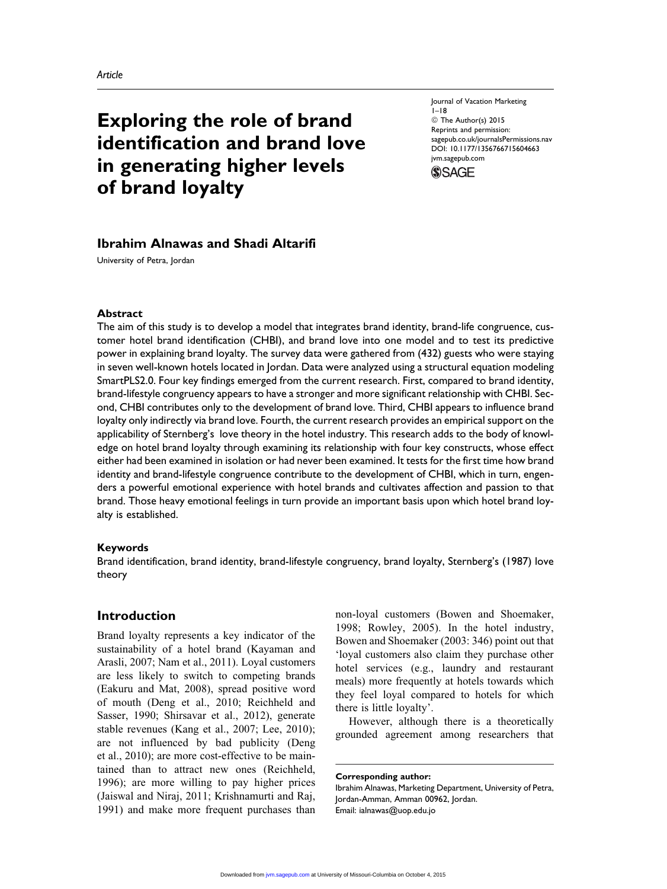*Article*

# Exploring the role of brand identification and brand love in generating higher levels of brand loyalty

Journal of Vacation Marketing
1–18
© The Author(s) 2015
Reprints and permission:
sagepub.co.uk/journalsPermissions.nav
DOI: 10.1177/1356766715604663
jvm.sagepub.com

**Ibrahim Alnawas and Shadi Altarifi**

University of Petra, Jordan

### Abstract

The aim of this study is to develop a model that integrates brand identity, brand-life congruence, customer hotel brand identification (CHBI), and brand love into one model and to test its predictive power in explaining brand loyalty. The survey data were gathered from (432) guests who were staying in seven well-known hotels located in Jordan. Data were analyzed using a structural equation modeling SmartPLS2.0. Four key findings emerged from the current research. First, compared to brand identity, brand-lifestyle congruency appears to have a stronger and more significant relationship with CHBI. Second, CHBI contributes only to the development of brand love. Third, CHBI appears to influence brand loyalty only indirectly via brand love. Fourth, the current research provides an empirical support on the applicability of Sternberg's love theory in the hotel industry. This research adds to the body of knowledge on hotel brand loyalty through examining its relationship with four key constructs, whose effect either had been examined in isolation or had never been examined. It tests for the first time how brand identity and brand-lifestyle congruence contribute to the development of CHBI, which in turn, engenders a powerful emotional experience with hotel brands and cultivates affection and passion to that brand. Those heavy emotional feelings in turn provide an important basis upon which hotel brand loyalty is established.

### Keywords

Brand identification, brand identity, brand-lifestyle congruency, brand loyalty, Sternberg's (1987) love theory

## Introduction

Brand loyalty represents a key indicator of the sustainability of a hotel brand (Kayaman and Arasli, 2007; Nam et al., 2011). Loyal customers are less likely to switch to competing brands (Eakuru and Mat, 2008), spread positive word of mouth (Deng et al., 2010; Reichheld and Sasser, 1990; Shirsavar et al., 2012), generate stable revenues (Kang et al., 2007; Lee, 2010); are not influenced by bad publicity (Deng et al., 2010); are more cost-effective to be maintained than to attract new ones (Reichheld, 1996); are more willing to pay higher prices (Jaiswal and Niraj, 2011; Krishnamurti and Raj, 1991) and make more frequent purchases than non-loyal customers (Bowen and Shoemaker, 1998; Rowley, 2005). In the hotel industry, Bowen and Shoemaker (2003: 346) point out that 'loyal customers also claim they purchase other hotel services (e.g., laundry and restaurant meals) more frequently at hotels towards which they feel loyal compared to hotels for which there is little loyalty'.

However, although there is a theoretically grounded agreement among researchers that

**Corresponding author:**
Ibrahim Alnawas, Marketing Department, University of Petra, Jordan-Amman, Amman 00962, Jordan.
Email: ialnawas@uop.edu.jo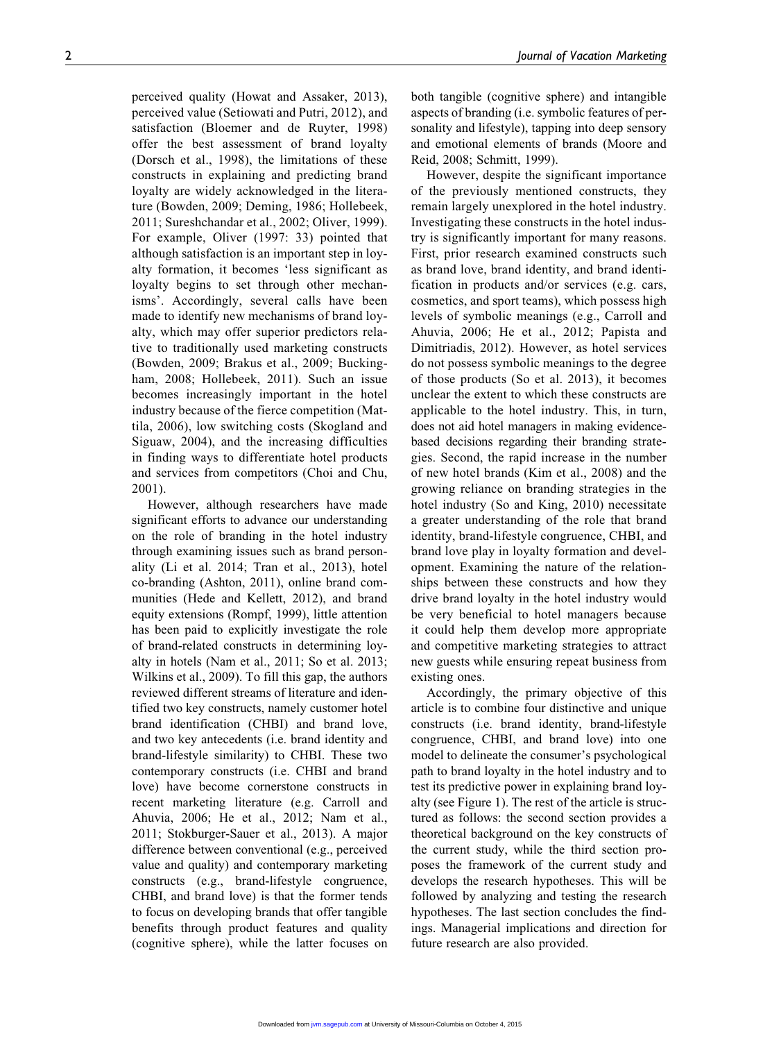perceived quality (Howat and Assaker, 2013), perceived value (Setiowati and Putri, 2012), and satisfaction (Bloemer and de Ruyter, 1998) offer the best assessment of brand loyalty (Dorsch et al., 1998), the limitations of these constructs in explaining and predicting brand loyalty are widely acknowledged in the literature (Bowden, 2009; Deming, 1986; Hollebeek, 2011; Sureshchandar et al., 2002; Oliver, 1999). For example, Oliver (1997: 33) pointed that although satisfaction is an important step in loyalty formation, it becomes 'less significant as loyalty begins to set through other mechanisms'. Accordingly, several calls have been made to identify new mechanisms of brand loyalty, which may offer superior predictors relative to traditionally used marketing constructs (Bowden, 2009; Brakus et al., 2009; Buckingham, 2008; Hollebeek, 2011). Such an issue becomes increasingly important in the hotel industry because of the fierce competition (Mattila, 2006), low switching costs (Skogland and Siguaw, 2004), and the increasing difficulties in finding ways to differentiate hotel products and services from competitors (Choi and Chu, 2001).

However, although researchers have made significant efforts to advance our understanding on the role of branding in the hotel industry through examining issues such as brand personality (Li et al. 2014; Tran et al., 2013), hotel co-branding (Ashton, 2011), online brand communities (Hede and Kellett, 2012), and brand equity extensions (Rompf, 1999), little attention has been paid to explicitly investigate the role of brand-related constructs in determining loyalty in hotels (Nam et al., 2011; So et al. 2013; Wilkins et al., 2009). To fill this gap, the authors reviewed different streams of literature and identified two key constructs, namely customer hotel brand identification (CHBI) and brand love, and two key antecedents (i.e. brand identity and brand-lifestyle similarity) to CHBI. These two contemporary constructs (i.e. CHBI and brand love) have become cornerstone constructs in recent marketing literature (e.g. Carroll and Ahuvia, 2006; He et al., 2012; Nam et al., 2011; Stokburger-Sauer et al., 2013). A major difference between conventional (e.g., perceived value and quality) and contemporary marketing constructs (e.g., brand-lifestyle congruence, CHBI, and brand love) is that the former tends to focus on developing brands that offer tangible benefits through product features and quality (cognitive sphere), while the latter focuses on both tangible (cognitive sphere) and intangible aspects of branding (i.e. symbolic features of personality and lifestyle), tapping into deep sensory and emotional elements of brands (Moore and Reid, 2008; Schmitt, 1999).

However, despite the significant importance of the previously mentioned constructs, they remain largely unexplored in the hotel industry. Investigating these constructs in the hotel industry is significantly important for many reasons. First, prior research examined constructs such as brand love, brand identity, and brand identification in products and/or services (e.g. cars, cosmetics, and sport teams), which possess high levels of symbolic meanings (e.g., Carroll and Ahuvia, 2006; He et al., 2012; Papista and Dimitriadis, 2012). However, as hotel services do not possess symbolic meanings to the degree of those products (So et al. 2013), it becomes unclear the extent to which these constructs are applicable to the hotel industry. This, in turn, does not aid hotel managers in making evidence-based decisions regarding their branding strategies. Second, the rapid increase in the number of new hotel brands (Kim et al., 2008) and the growing reliance on branding strategies in the hotel industry (So and King, 2010) necessitate a greater understanding of the role that brand identity, brand-lifestyle congruence, CHBI, and brand love play in loyalty formation and development. Examining the nature of the relationships between these constructs and how they drive brand loyalty in the hotel industry would be very beneficial to hotel managers because it could help them develop more appropriate and competitive marketing strategies to attract new guests while ensuring repeat business from existing ones.

Accordingly, the primary objective of this article is to combine four distinctive and unique constructs (i.e. brand identity, brand-lifestyle congruence, CHBI, and brand love) into one model to delineate the consumer's psychological path to brand loyalty in the hotel industry and to test its predictive power in explaining brand loyalty (see Figure 1). The rest of the article is structured as follows: the second section provides a theoretical background on the key constructs of the current study, while the third section proposes the framework of the current study and develops the research hypotheses. This will be followed by analyzing and testing the research hypotheses. The last section concludes the findings. Managerial implications and direction for future research are also provided.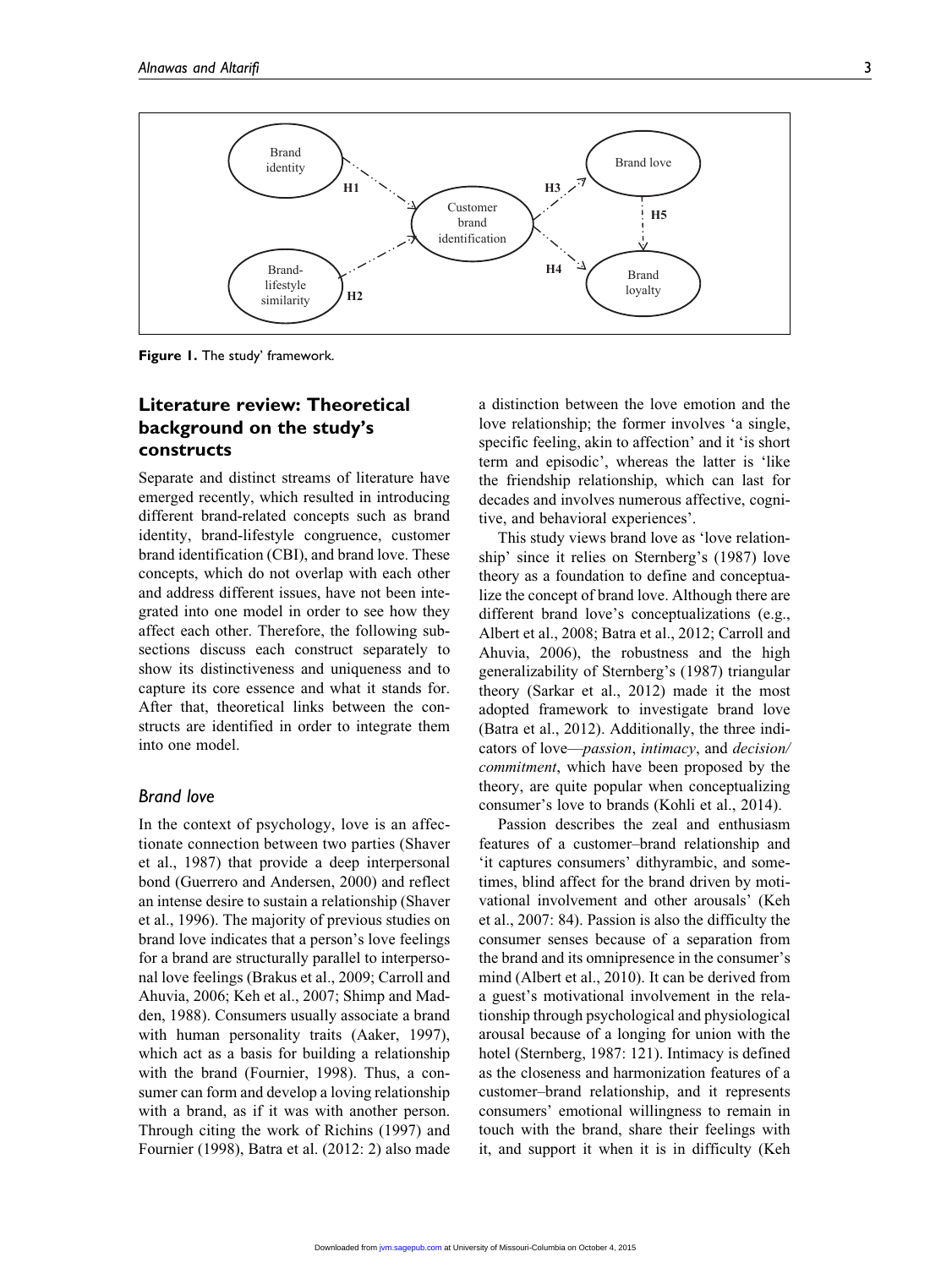Figure 1. The study' framework.

## Literature review: Theoretical background on the study's constructs

Separate and distinct streams of literature have emerged recently, which resulted in introducing different brand-related concepts such as brand identity, brand-lifestyle congruence, customer brand identification (CBI), and brand love. These concepts, which do not overlap with each other and address different issues, have not been integrated into one model in order to see how they affect each other. Therefore, the following subsections discuss each construct separately to show its distinctiveness and uniqueness and to capture its core essence and what it stands for. After that, theoretical links between the constructs are identified in order to integrate them into one model.

### *Brand love*

In the context of psychology, love is an affectionate connection between two parties (Shaver et al., 1987) that provide a deep interpersonal bond (Guerrero and Andersen, 2000) and reflect an intense desire to sustain a relationship (Shaver et al., 1996). The majority of previous studies on brand love indicates that a person's love feelings for a brand are structurally parallel to interpersonal love feelings (Brakus et al., 2009; Carroll and Ahuvia, 2006; Keh et al., 2007; Shimp and Madden, 1988). Consumers usually associate a brand with human personality traits (Aaker, 1997), which act as a basis for building a relationship with the brand (Fournier, 1998). Thus, a consumer can form and develop a loving relationship with a brand, as if it was with another person. Through citing the work of Richins (1997) and Fournier (1998), Batra et al. (2012: 2) also made a distinction between the love emotion and the love relationship; the former involves 'a single, specific feeling, akin to affection' and it 'is short term and episodic', whereas the latter is 'like the friendship relationship, which can last for decades and involves numerous affective, cognitive, and behavioral experiences'.

This study views brand love as 'love relationship' since it relies on Sternberg's (1987) love theory as a foundation to define and conceptualize the concept of brand love. Although there are different brand love's conceptualizations (e.g., Albert et al., 2008; Batra et al., 2012; Carroll and Ahuvia, 2006), the robustness and the high generalizability of Sternberg's (1987) triangular theory (Sarkar et al., 2012) made it the most adopted framework to investigate brand love (Batra et al., 2012). Additionally, the three indicators of love—*passion*, *intimacy*, and *decision/commitment*, which have been proposed by the theory, are quite popular when conceptualizing consumer's love to brands (Kohli et al., 2014).

Passion describes the zeal and enthusiasm features of a customer–brand relationship and 'it captures consumers' dithyrambic, and sometimes, blind affect for the brand driven by motivational involvement and other arousals' (Keh et al., 2007: 84). Passion is also the difficulty the consumer senses because of a separation from the brand and its omnipresence in the consumer's mind (Albert et al., 2010). It can be derived from a guest's motivational involvement in the relationship through psychological and physiological arousal because of a longing for union with the hotel (Sternberg, 1987: 121). Intimacy is defined as the closeness and harmonization features of a customer–brand relationship, and it represents consumers' emotional willingness to remain in touch with the brand, share their feelings with it, and support it when it is in difficulty (Keh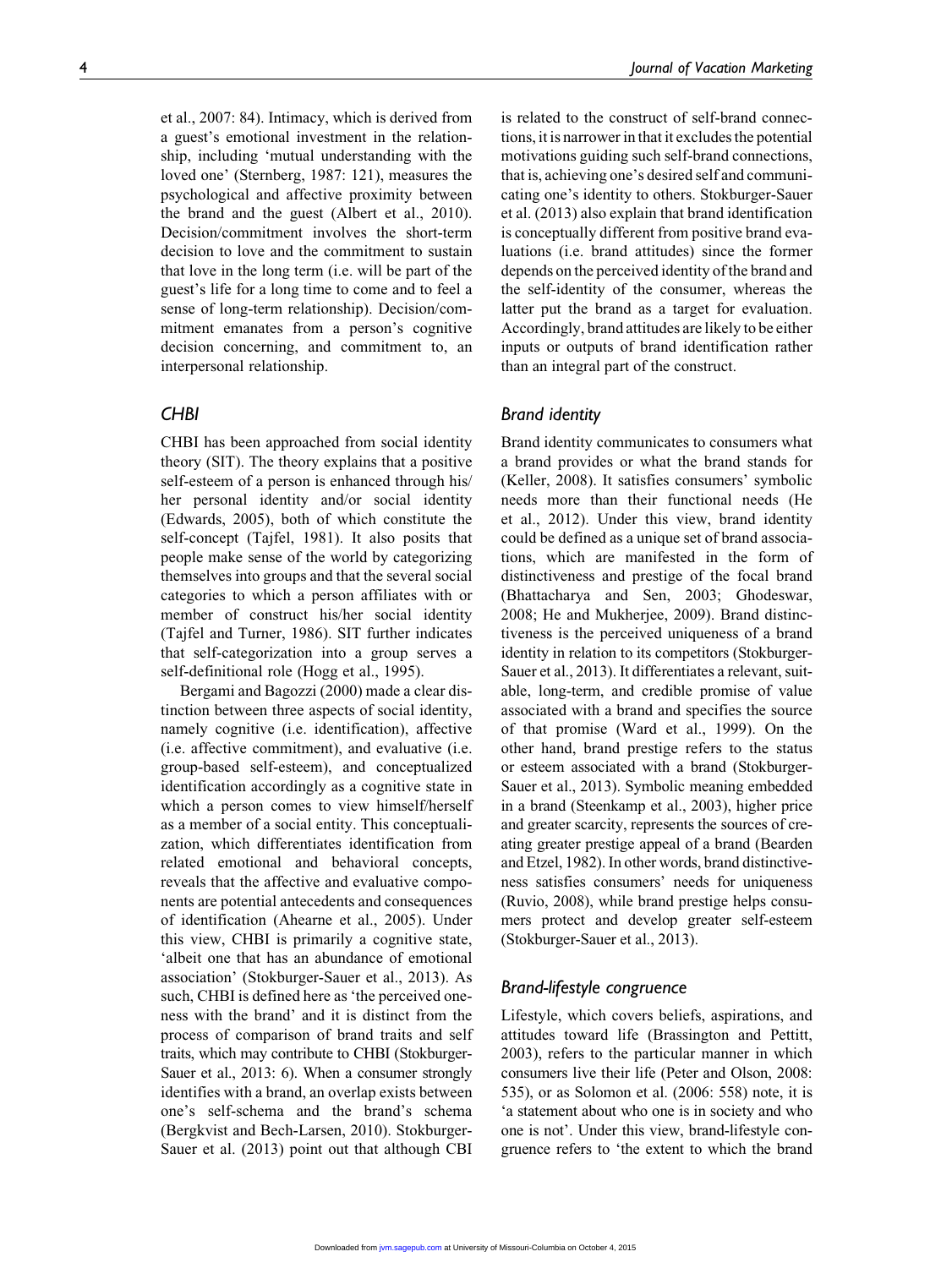et al., 2007: 84). Intimacy, which is derived from a guest's emotional investment in the relationship, including 'mutual understanding with the loved one' (Sternberg, 1987: 121), measures the psychological and affective proximity between the brand and the guest (Albert et al., 2010). Decision/commitment involves the short-term decision to love and the commitment to sustain that love in the long term (i.e. will be part of the guest's life for a long time to come and to feel a sense of long-term relationship). Decision/commitment emanates from a person's cognitive decision concerning, and commitment to, an interpersonal relationship.

### CHBI

CHBI has been approached from social identity theory (SIT). The theory explains that a positive self-esteem of a person is enhanced through his/her personal identity and/or social identity (Edwards, 2005), both of which constitute the self-concept (Tajfel, 1981). It also posits that people make sense of the world by categorizing themselves into groups and that the several social categories to which a person affiliates with or member of construct his/her social identity (Tajfel and Turner, 1986). SIT further indicates that self-categorization into a group serves a self-definitional role (Hogg et al., 1995).

Bergami and Bagozzi (2000) made a clear distinction between three aspects of social identity, namely cognitive (i.e. identification), affective (i.e. affective commitment), and evaluative (i.e. group-based self-esteem), and conceptualized identification accordingly as a cognitive state in which a person comes to view himself/herself as a member of a social entity. This conceptualization, which differentiates identification from related emotional and behavioral concepts, reveals that the affective and evaluative components are potential antecedents and consequences of identification (Ahearne et al., 2005). Under this view, CHBI is primarily a cognitive state, 'albeit one that has an abundance of emotional association' (Stokburger-Sauer et al., 2013). As such, CHBI is defined here as 'the perceived oneness with the brand' and it is distinct from the process of comparison of brand traits and self traits, which may contribute to CHBI (Stokburger-Sauer et al., 2013: 6). When a consumer strongly identifies with a brand, an overlap exists between one's self-schema and the brand's schema (Bergkvist and Bech-Larsen, 2010). Stokburger-Sauer et al. (2013) point out that although CBI is related to the construct of self-brand connections, it is narrower in that it excludes the potential motivations guiding such self-brand connections, that is, achieving one's desired self and communicating one's identity to others. Stokburger-Sauer et al. (2013) also explain that brand identification is conceptually different from positive brand evaluations (i.e. brand attitudes) since the former depends on the perceived identity of the brand and the self-identity of the consumer, whereas the latter put the brand as a target for evaluation. Accordingly, brand attitudes are likely to be either inputs or outputs of brand identification rather than an integral part of the construct.

### Brand identity

Brand identity communicates to consumers what a brand provides or what the brand stands for (Keller, 2008). It satisfies consumers' symbolic needs more than their functional needs (He et al., 2012). Under this view, brand identity could be defined as a unique set of brand associations, which are manifested in the form of distinctiveness and prestige of the focal brand (Bhattacharya and Sen, 2003; Ghodeswar, 2008; He and Mukherjee, 2009). Brand distinctiveness is the perceived uniqueness of a brand identity in relation to its competitors (Stokburger-Sauer et al., 2013). It differentiates a relevant, suitable, long-term, and credible promise of value associated with a brand and specifies the source of that promise (Ward et al., 1999). On the other hand, brand prestige refers to the status or esteem associated with a brand (Stokburger-Sauer et al., 2013). Symbolic meaning embedded in a brand (Steenkamp et al., 2003), higher price and greater scarcity, represents the sources of creating greater prestige appeal of a brand (Bearden and Etzel, 1982). In other words, brand distinctiveness satisfies consumers' needs for uniqueness (Ruvio, 2008), while brand prestige helps consumers protect and develop greater self-esteem (Stokburger-Sauer et al., 2013).

### Brand-lifestyle congruence

Lifestyle, which covers beliefs, aspirations, and attitudes toward life (Brassington and Pettitt, 2003), refers to the particular manner in which consumers live their life (Peter and Olson, 2008: 535), or as Solomon et al. (2006: 558) note, it is 'a statement about who one is in society and who one is not'. Under this view, brand-lifestyle congruence refers to 'the extent to which the brand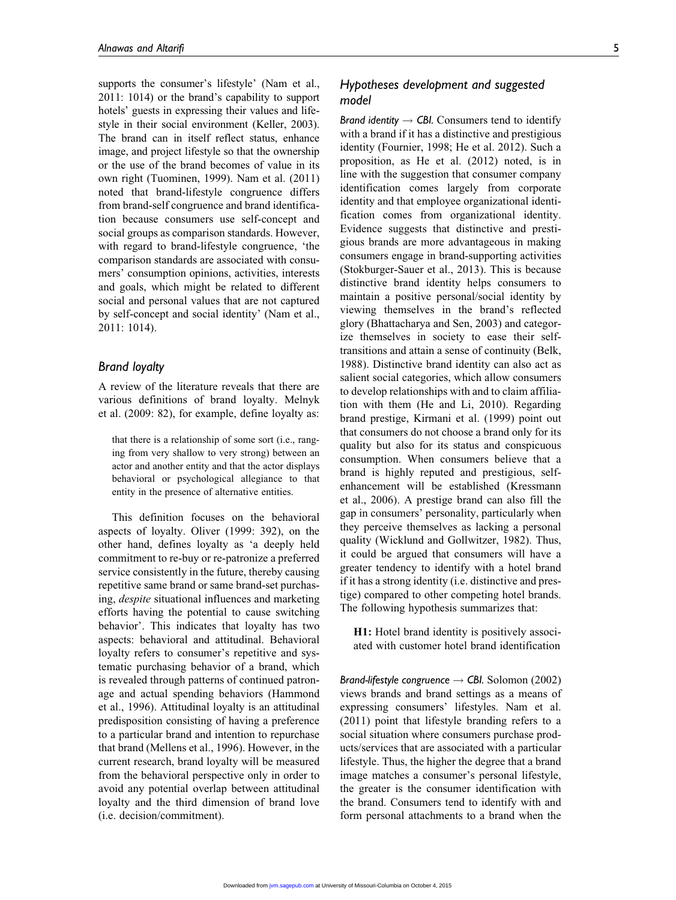supports the consumer's lifestyle' (Nam et al., 2011: 1014) or the brand's capability to support hotels' guests in expressing their values and lifestyle in their social environment (Keller, 2003). The brand can in itself reflect status, enhance image, and project lifestyle so that the ownership or the use of the brand becomes of value in its own right (Tuominen, 1999). Nam et al. (2011) noted that brand-lifestyle congruence differs from brand-self congruence and brand identification because consumers use self-concept and social groups as comparison standards. However, with regard to brand-lifestyle congruence, 'the comparison standards are associated with consumers' consumption opinions, activities, interests and goals, which might be related to different social and personal values that are not captured by self-concept and social identity' (Nam et al., 2011: 1014).

### *Brand loyalty*

A review of the literature reveals that there are various definitions of brand loyalty. Melnyk et al. (2009: 82), for example, define loyalty as:

> that there is a relationship of some sort (i.e., ranging from very shallow to very strong) between an actor and another entity and that the actor displays behavioral or psychological allegiance to that entity in the presence of alternative entities.

This definition focuses on the behavioral aspects of loyalty. Oliver (1999: 392), on the other hand, defines loyalty as 'a deeply held commitment to re-buy or re-patronize a preferred service consistently in the future, thereby causing repetitive same brand or same brand-set purchasing, *despite* situational influences and marketing efforts having the potential to cause switching behavior'. This indicates that loyalty has two aspects: behavioral and attitudinal. Behavioral loyalty refers to consumer's repetitive and systematic purchasing behavior of a brand, which is revealed through patterns of continued patronage and actual spending behaviors (Hammond et al., 1996). Attitudinal loyalty is an attitudinal predisposition consisting of having a preference to a particular brand and intention to repurchase that brand (Mellens et al., 1996). However, in the current research, brand loyalty will be measured from the behavioral perspective only in order to avoid any potential overlap between attitudinal loyalty and the third dimension of brand love (i.e. decision/commitment).

## *Hypotheses development and suggested model*

*Brand identity → CBI.* Consumers tend to identify with a brand if it has a distinctive and prestigious identity (Fournier, 1998; He et al. 2012). Such a proposition, as He et al. (2012) noted, is in line with the suggestion that consumer company identification comes largely from corporate identity and that employee organizational identification comes from organizational identity. Evidence suggests that distinctive and prestigious brands are more advantageous in making consumers engage in brand-supporting activities (Stokburger-Sauer et al., 2013). This is because distinctive brand identity helps consumers to maintain a positive personal/social identity by viewing themselves in the brand's reflected glory (Bhattacharya and Sen, 2003) and categorize themselves in society to ease their self-transitions and attain a sense of continuity (Belk, 1988). Distinctive brand identity can also act as salient social categories, which allow consumers to develop relationships with and to claim affiliation with them (He and Li, 2010). Regarding brand prestige, Kirmani et al. (1999) point out that consumers do not choose a brand only for its quality but also for its status and conspicuous consumption. When consumers believe that a brand is highly reputed and prestigious, self-enhancement will be established (Kressmann et al., 2006). A prestige brand can also fill the gap in consumers' personality, particularly when they perceive themselves as lacking a personal quality (Wicklund and Gollwitzer, 1982). Thus, it could be argued that consumers will have a greater tendency to identify with a hotel brand if it has a strong identity (i.e. distinctive and prestige) compared to other competing hotel brands. The following hypothesis summarizes that:

> **H1:** Hotel brand identity is positively associated with customer hotel brand identification

*Brand-lifestyle congruence → CBI.* Solomon (2002) views brands and brand settings as a means of expressing consumers' lifestyles. Nam et al. (2011) point that lifestyle branding refers to a social situation where consumers purchase products/services that are associated with a particular lifestyle. Thus, the higher the degree that a brand image matches a consumer's personal lifestyle, the greater is the consumer identification with the brand. Consumers tend to identify with and form personal attachments to a brand when the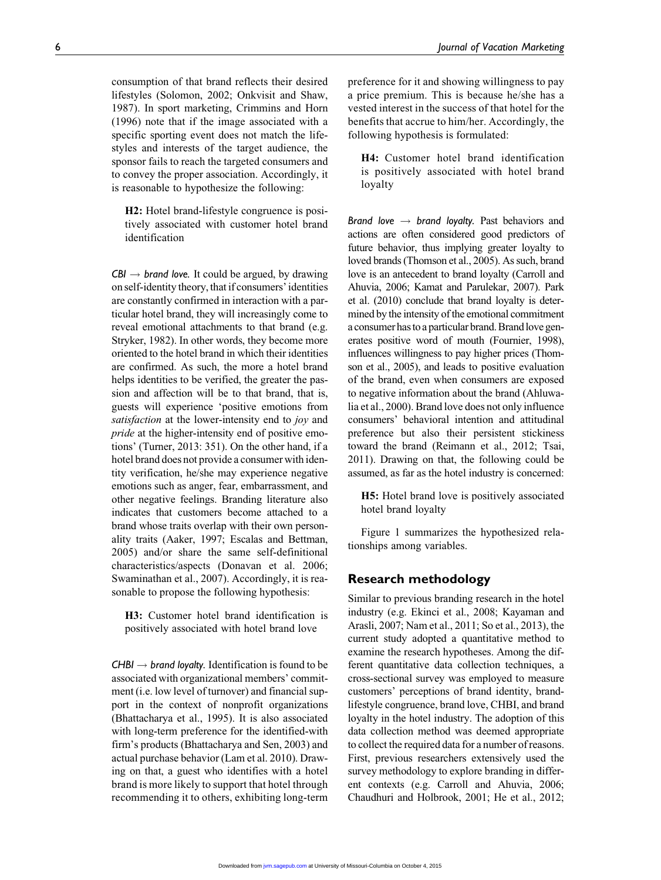consumption of that brand reflects their desired lifestyles (Solomon, 2002; Onkvisit and Shaw, 1987). In sport marketing, Crimmins and Horn (1996) note that if the image associated with a specific sporting event does not match the lifestyles and interests of the target audience, the sponsor fails to reach the targeted consumers and to convey the proper association. Accordingly, it is reasonable to hypothesize the following:

> **H2:** Hotel brand-lifestyle congruence is positively associated with customer hotel brand identification

*CBI → brand love.* It could be argued, by drawing on self-identity theory, that if consumers' identities are constantly confirmed in interaction with a particular hotel brand, they will increasingly come to reveal emotional attachments to that brand (e.g. Stryker, 1982). In other words, they become more oriented to the hotel brand in which their identities are confirmed. As such, the more a hotel brand helps identities to be verified, the greater the passion and affection will be to that brand, that is, guests will experience 'positive emotions from *satisfaction* at the lower-intensity end to *joy* and *pride* at the higher-intensity end of positive emotions' (Turner, 2013: 351). On the other hand, if a hotel brand does not provide a consumer with identity verification, he/she may experience negative emotions such as anger, fear, embarrassment, and other negative feelings. Branding literature also indicates that customers become attached to a brand whose traits overlap with their own personality traits (Aaker, 1997; Escalas and Bettman, 2005) and/or share the same self-definitional characteristics/aspects (Donavan et al. 2006; Swaminathan et al., 2007). Accordingly, it is reasonable to propose the following hypothesis:

> **H3:** Customer hotel brand identification is positively associated with hotel brand love

*CHBI → brand loyalty.* Identification is found to be associated with organizational members' commitment (i.e. low level of turnover) and financial support in the context of nonprofit organizations (Bhattacharya et al., 1995). It is also associated with long-term preference for the identified-with firm's products (Bhattacharya and Sen, 2003) and actual purchase behavior (Lam et al. 2010). Drawing on that, a guest who identifies with a hotel brand is more likely to support that hotel through recommending it to others, exhibiting long-term preference for it and showing willingness to pay a price premium. This is because he/she has a vested interest in the success of that hotel for the benefits that accrue to him/her. Accordingly, the following hypothesis is formulated:

> **H4:** Customer hotel brand identification is positively associated with hotel brand loyalty

*Brand love → brand loyalty.* Past behaviors and actions are often considered good predictors of future behavior, thus implying greater loyalty to loved brands (Thomson et al., 2005). As such, brand love is an antecedent to brand loyalty (Carroll and Ahuvia, 2006; Kamat and Parulekar, 2007). Park et al. (2010) conclude that brand loyalty is determined by the intensity of the emotional commitment a consumer has to a particular brand. Brand love generates positive word of mouth (Fournier, 1998), influences willingness to pay higher prices (Thomson et al., 2005), and leads to positive evaluation of the brand, even when consumers are exposed to negative information about the brand (Ahluwalia et al., 2000). Brand love does not only influence consumers' behavioral intention and attitudinal preference but also their persistent stickiness toward the brand (Reimann et al., 2012; Tsai, 2011). Drawing on that, the following could be assumed, as far as the hotel industry is concerned:

> **H5:** Hotel brand love is positively associated hotel brand loyalty

Figure 1 summarizes the hypothesized relationships among variables.

## Research methodology

Similar to previous branding research in the hotel industry (e.g. Ekinci et al., 2008; Kayaman and Arasli, 2007; Nam et al., 2011; So et al., 2013), the current study adopted a quantitative method to examine the research hypotheses. Among the different quantitative data collection techniques, a cross-sectional survey was employed to measure customers' perceptions of brand identity, brand-lifestyle congruence, brand love, CHBI, and brand loyalty in the hotel industry. The adoption of this data collection method was deemed appropriate to collect the required data for a number of reasons. First, previous researchers extensively used the survey methodology to explore branding in different contexts (e.g. Carroll and Ahuvia, 2006; Chaudhuri and Holbrook, 2001; He et al., 2012;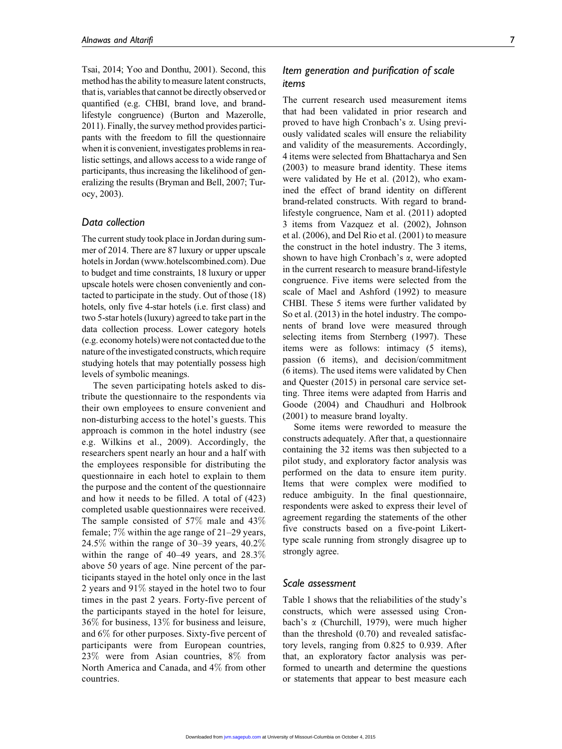Tsai, 2014; Yoo and Donthu, 2001). Second, this method has the ability to measure latent constructs, that is, variables that cannot be directly observed or quantified (e.g. CHBI, brand love, and brand-lifestyle congruence) (Burton and Mazerolle, 2011). Finally, the survey method provides participants with the freedom to fill the questionnaire when it is convenient, investigates problems in realistic settings, and allows access to a wide range of participants, thus increasing the likelihood of generalizing the results (Bryman and Bell, 2007; Turocy, 2003).

### Data collection

The current study took place in Jordan during summer of 2014. There are 87 luxury or upper upscale hotels in Jordan (www.hotelscombined.com). Due to budget and time constraints, 18 luxury or upper upscale hotels were chosen conveniently and contacted to participate in the study. Out of those (18) hotels, only five 4-star hotels (i.e. first class) and two 5-star hotels (luxury) agreed to take part in the data collection process. Lower category hotels (e.g. economy hotels) were not contacted due to the nature of the investigated constructs, which require studying hotels that may potentially possess high levels of symbolic meanings.

The seven participating hotels asked to distribute the questionnaire to the respondents via their own employees to ensure convenient and non-disturbing access to the hotel's guests. This approach is common in the hotel industry (see e.g. Wilkins et al., 2009). Accordingly, the researchers spent nearly an hour and a half with the employees responsible for distributing the questionnaire in each hotel to explain to them the purpose and the content of the questionnaire and how it needs to be filled. A total of (423) completed usable questionnaires were received. The sample consisted of 57% male and 43% female; 7% within the age range of 21–29 years, 24.5% within the range of 30–39 years, 40.2% within the range of 40–49 years, and 28.3% above 50 years of age. Nine percent of the participants stayed in the hotel only once in the last 2 years and 91% stayed in the hotel two to four times in the past 2 years. Forty-five percent of the participants stayed in the hotel for leisure, 36% for business, 13% for business and leisure, and 6% for other purposes. Sixty-five percent of participants were from European countries, 23% were from Asian countries, 8% from North America and Canada, and 4% from other countries.

### Item generation and purification of scale items

The current research used measurement items that had been validated in prior research and proved to have high Cronbach's $\alpha$. Using previously validated scales will ensure the reliability and validity of the measurements. Accordingly, 4 items were selected from Bhattacharya and Sen (2003) to measure brand identity. These items were validated by He et al. (2012), who examined the effect of brand identity on different brand-related constructs. With regard to brand-lifestyle congruence, Nam et al. (2011) adopted 3 items from Vazquez et al. (2002), Johnson et al. (2006), and Del Rio et al. (2001) to measure the construct in the hotel industry. The 3 items, shown to have high Cronbach's $\alpha$, were adopted in the current research to measure brand-lifestyle congruence. Five items were selected from the scale of Mael and Ashford (1992) to measure CHBI. These 5 items were further validated by So et al. (2013) in the hotel industry. The components of brand love were measured through selecting items from Sternberg (1997). These items were as follows: intimacy (5 items), passion (6 items), and decision/commitment (6 items). The used items were validated by Chen and Quester (2015) in personal care service setting. Three items were adapted from Harris and Goode (2004) and Chaudhuri and Holbrook (2001) to measure brand loyalty.

Some items were reworded to measure the constructs adequately. After that, a questionnaire containing the 32 items was then subjected to a pilot study, and exploratory factor analysis was performed on the data to ensure item purity. Items that were complex were modified to reduce ambiguity. In the final questionnaire, respondents were asked to express their level of agreement regarding the statements of the other five constructs based on a five-point Likert-type scale running from strongly disagree up to strongly agree.

### Scale assessment

Table 1 shows that the reliabilities of the study's constructs, which were assessed using Cronbach's $\alpha$ (Churchill, 1979), were much higher than the threshold (0.70) and revealed satisfactory levels, ranging from 0.825 to 0.939. After that, an exploratory factor analysis was performed to unearth and determine the questions or statements that appear to best measure each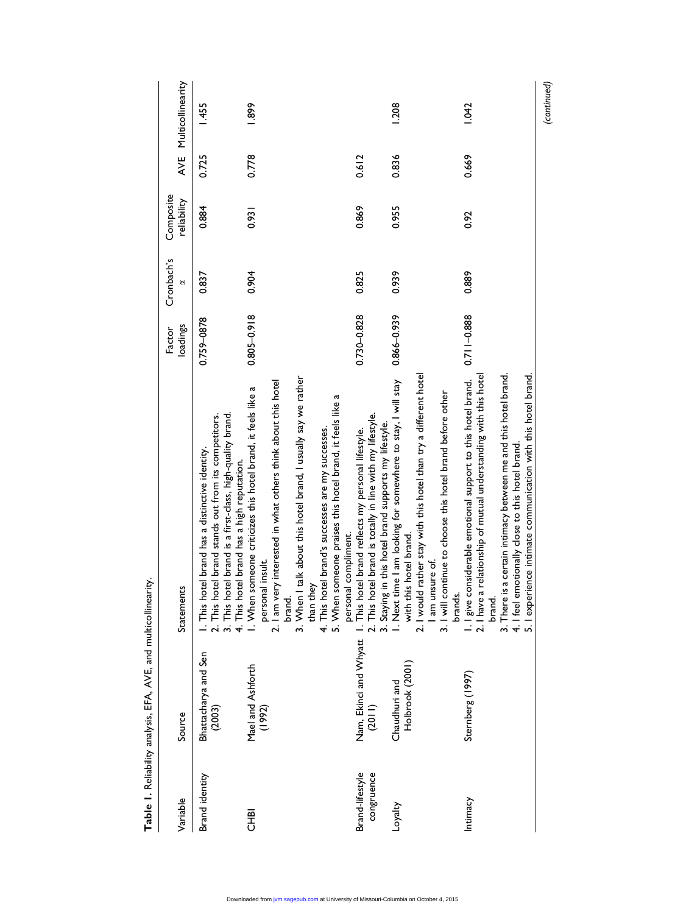**Table 1.** Reliability analysis, EFA, AVE, and multicollinearity.

| Variable | Source | Statements | Factor loadings | Cronbach's α | Composite reliability | AVE | Multicollinearity |
|---|---|---|---|---|---|---|---|
| Brand identity | Bhattacharya and Sen (2003) | 1. This hotel brand has a distinctive identity.<br>2. This hotel brand stands out from its competitors.<br>3. This hotel brand is a first-class, high-quality brand.<br>4. This hotel brand has a high reputation. | 0.759–0.878 | 0.837 | 0.884 | 0.725 | 1.455 |
| CHBI | Mael and Ashforth (1992) | 1. When someone criticizes this hotel brand, it feels like a personal insult.<br>2. I am very interested in what others think about this hotel brand.<br>3. When I talk about this hotel brand, I usually say we rather than they<br>4. This hotel brand's successes are my successes.<br>5. When someone praises this hotel brand, it feels like a personal compliment. | 0.805–0.918 | 0.904 | 0.931 | 0.778 | 1.899 |
| Brand-lifestyle congruence | Nam, Ekinci and Whyatt (2011) | 1. This hotel brand reflects my personal lifestyle.<br>2. This hotel brand is totally in line with my lifestyle.<br>3. Staying in this hotel brand supports my lifestyle. | 0.730–0.828 | 0.825 | 0.869 | 0.612 | |
| Loyalty | Chaudhuri and Holbrook (2001) | 1. Next time I am looking for somewhere to stay, I will stay with this hotel brand.<br>2. I would rather stay with this hotel than try a different hotel I am unsure of.<br>3. I will continue to choose this hotel brand before other brands. | 0.866–0.939 | 0.939 | 0.955 | 0.836 | 1.208 |
| Intimacy | Sternberg (1997) | 1. I give considerable emotional support to this hotel brand.<br>2. I have a relationship of mutual understanding with this hotel brand.<br>3. There is a certain intimacy between me and this hotel brand.<br>4. I feel emotionally close to this hotel brand.<br>5. I experience intimate communication with this hotel brand. | 0.711–0.888 | 0.889 | 0.92 | 0.669 | 1.042 |

(continued)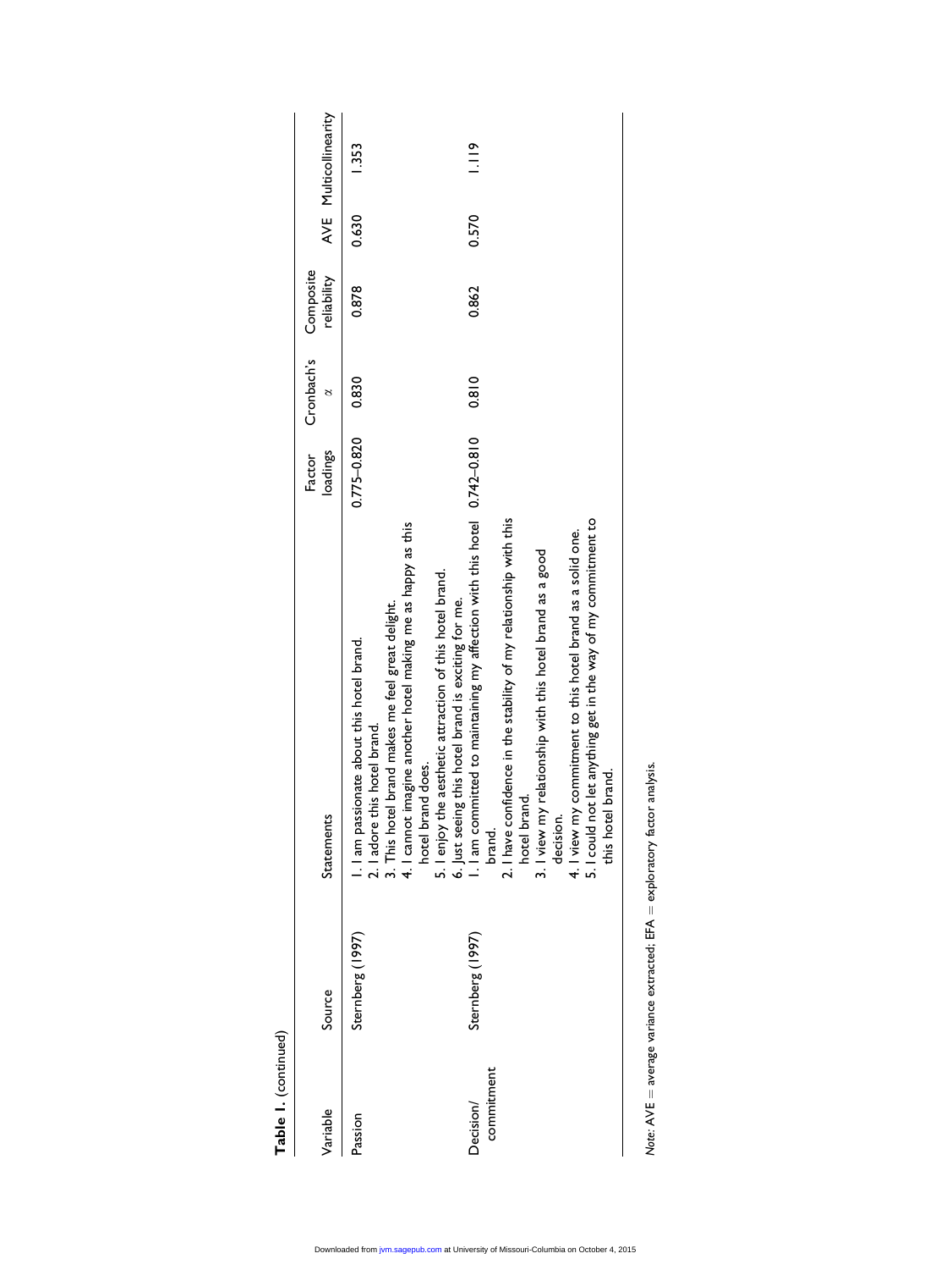**Table 1.** (continued)

| Variable | Source | Statements | Factor loadings | Cronbach's α | Composite reliability | AVE | Multicollinearity |
|---|---|---|---|---|---|---|---|
| Passion | Sternberg (1997) | 1. I am passionate about this hotel brand.<br>2. I adore this hotel brand.<br>3. This hotel brand makes me feel great delight.<br>4. I cannot imagine another hotel making me as happy as this hotel brand does.<br>5. I enjoy the aesthetic attraction of this hotel brand.<br>6. Just seeing this hotel brand is exciting for me. | 0.775–0.820 | 0.830 | 0.878 | 0.630 | 1.353 |
| Decision/ commitment | Sternberg (1997) | 1. I am committed to maintaining my affection with this hotel brand.<br>2. I have confidence in the stability of my relationship with this hotel brand.<br>3. I view my relationship with this hotel brand as a good decision.<br>4. I view my commitment to this hotel brand as a solid one.<br>5. I could not let anything get in the way of my commitment to this hotel brand. | 0.742–0.810 | 0.810 | 0.862 | 0.570 | 1.119 |

*Note*: AVE = average variance extracted; EFA = exploratory factor analysis.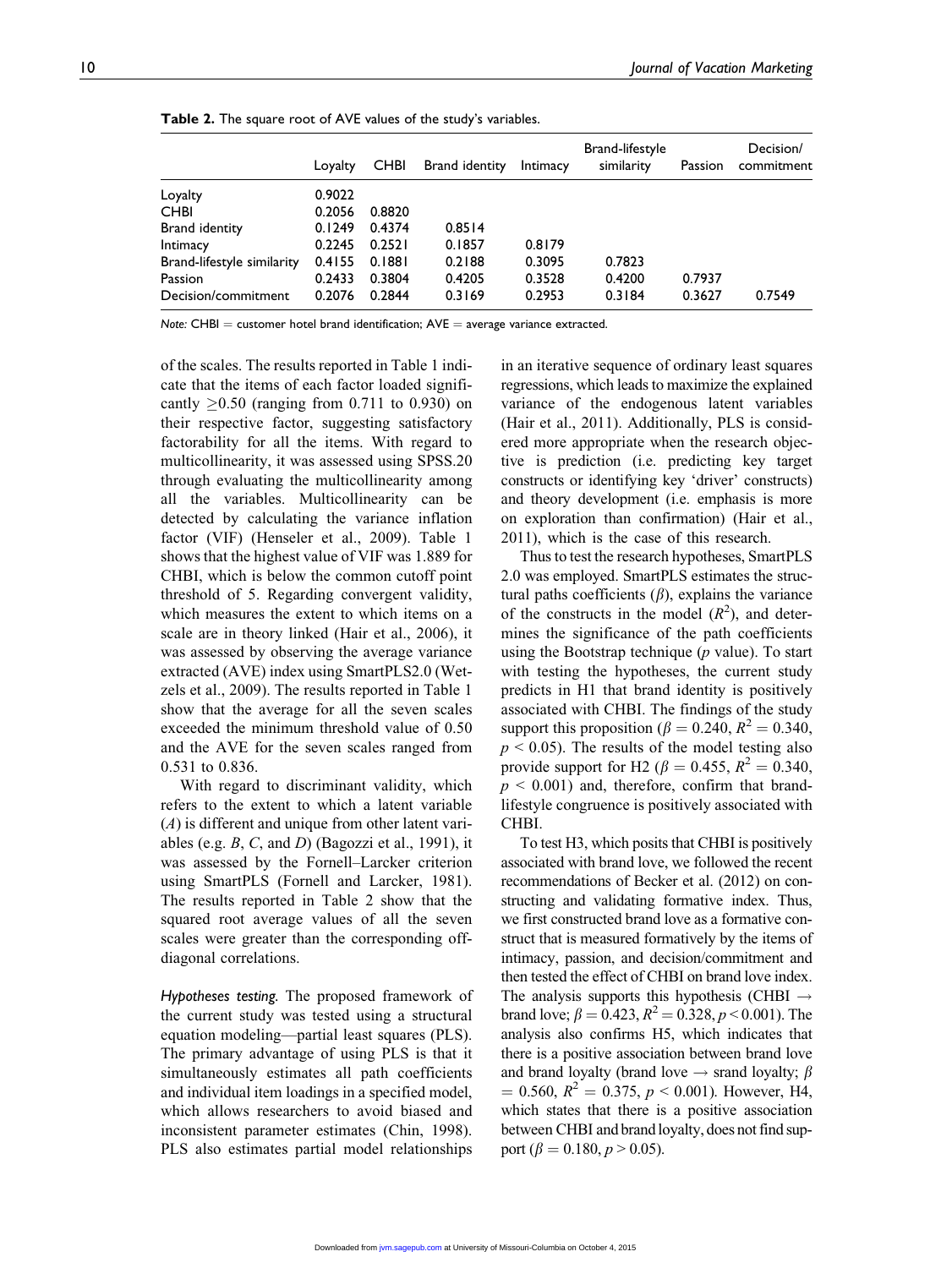**Table 2.** The square root of AVE values of the study's variables.

| | Loyalty | CHBI | Brand identity | Intimacy | Brand-lifestyle similarity | Passion | Decision/ commitment |
|---|---|---|---|---|---|---|---|
| Loyalty | 0.9022 | | | | | | |
| CHBI | 0.2056 | 0.8820 | | | | | |
| Brand identity | 0.1249 | 0.4374 | 0.8514 | | | | |
| Intimacy | 0.2245 | 0.2521 | 0.1857 | 0.8179 | | | |
| Brand-lifestyle similarity | 0.4155 | 0.1881 | 0.2188 | 0.3095 | 0.7823 | | |
| Passion | 0.2433 | 0.3804 | 0.4205 | 0.3528 | 0.4200 | 0.7937 | |
| Decision/commitment | 0.2076 | 0.2844 | 0.3169 | 0.2953 | 0.3184 | 0.3627 | 0.7549 |

*Note:* CHBI = customer hotel brand identification; AVE = average variance extracted.

of the scales. The results reported in Table 1 indicate that the items of each factor loaded significantly $\geq 0.50$ (ranging from 0.711 to 0.930) on their respective factor, suggesting satisfactory factorability for all the items. With regard to multicollinearity, it was assessed using SPSS.20 through evaluating the multicollinearity among all the variables. Multicollinearity can be detected by calculating the variance inflation factor (VIF) (Henseler et al., 2009). Table 1 shows that the highest value of VIF was 1.889 for CHBI, which is below the common cutoff point threshold of 5. Regarding convergent validity, which measures the extent to which items on a scale are in theory linked (Hair et al., 2006), it was assessed by observing the average variance extracted (AVE) index using SmartPLS2.0 (Wetzels et al., 2009). The results reported in Table 1 show that the average for all the seven scales exceeded the minimum threshold value of 0.50 and the AVE for the seven scales ranged from 0.531 to 0.836.

With regard to discriminant validity, which refers to the extent to which a latent variable ($A$) is different and unique from other latent variables (e.g. $B$, $C$, and $D$) (Bagozzi et al., 1991), it was assessed by the Fornell–Larcker criterion using SmartPLS (Fornell and Larcker, 1981). The results reported in Table 2 show that the squared root average values of all the seven scales were greater than the corresponding off-diagonal correlations.

*Hypotheses testing.* The proposed framework of the current study was tested using a structural equation modeling—partial least squares (PLS). The primary advantage of using PLS is that it simultaneously estimates all path coefficients and individual item loadings in a specified model, which allows researchers to avoid biased and inconsistent parameter estimates (Chin, 1998). PLS also estimates partial model relationships in an iterative sequence of ordinary least squares regressions, which leads to maximize the explained variance of the endogenous latent variables (Hair et al., 2011). Additionally, PLS is considered more appropriate when the research objective is prediction (i.e. predicting key target constructs or identifying key 'driver' constructs) and theory development (i.e. emphasis is more on exploration than confirmation) (Hair et al., 2011), which is the case of this research.

Thus to test the research hypotheses, SmartPLS 2.0 was employed. SmartPLS estimates the structural paths coefficients ($\beta$), explains the variance of the constructs in the model ($R^2$), and determines the significance of the path coefficients using the Bootstrap technique ($p$ value). To start with testing the hypotheses, the current study predicts in H1 that brand identity is positively associated with CHBI. The findings of the study support this proposition ($\beta = 0.240$, $R^2 = 0.340$, $p < 0.05$). The results of the model testing also provide support for H2 ($\beta = 0.455$, $R^2 = 0.340$, $p < 0.001$) and, therefore, confirm that brand-lifestyle congruence is positively associated with CHBI.

To test H3, which posits that CHBI is positively associated with brand love, we followed the recent recommendations of Becker et al. (2012) on constructing and validating formative index. Thus, we first constructed brand love as a formative construct that is measured formatively by the items of intimacy, passion, and decision/commitment and then tested the effect of CHBI on brand love index. The analysis supports this hypothesis (CHBI $\rightarrow$ brand love; $\beta = 0.423$, $R^2 = 0.328$, $p < 0.001$). The analysis also confirms H5, which indicates that there is a positive association between brand love and brand loyalty (brand love $\rightarrow$ srand loyalty; $\beta = 0.560$, $R^2 = 0.375$, $p < 0.001$). However, H4, which states that there is a positive association between CHBI and brand loyalty, does not find support ($\beta = 0.180$, $p > 0.05$).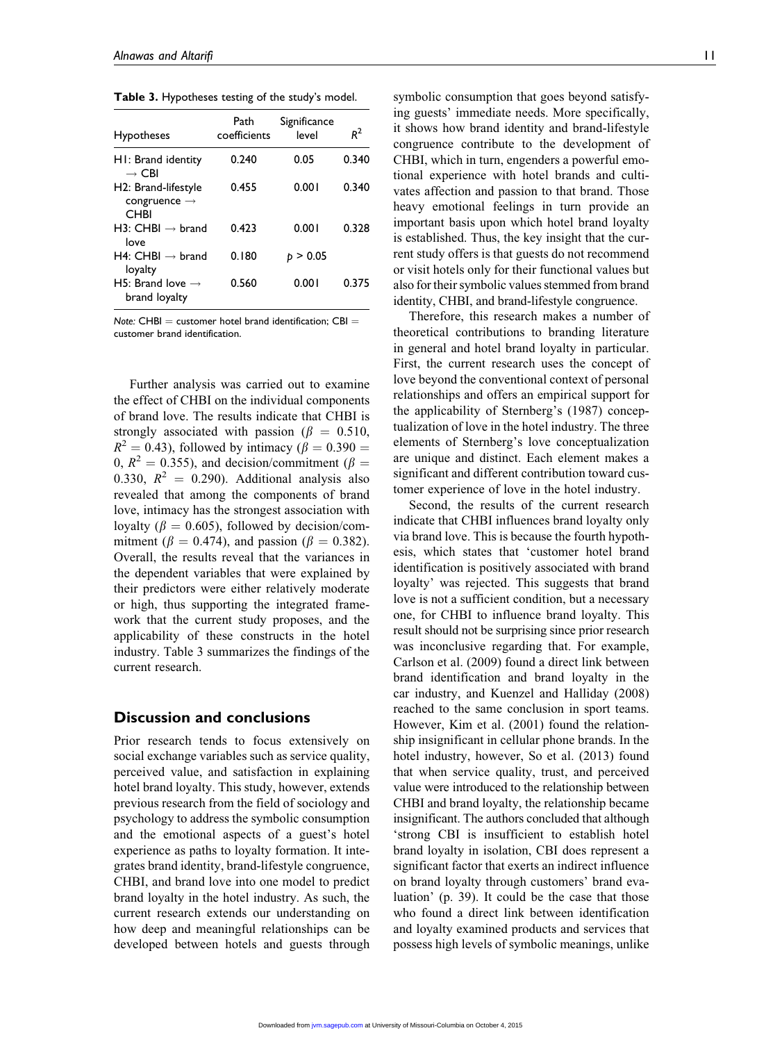**Table 3.** Hypotheses testing of the study's model.

| Hypotheses | Path coefficients | Significance level | $R^2$ |
|---|---|---|---|
| H1: Brand identity → CBI | 0.240 | 0.05 | 0.340 |
| H2: Brand-lifestyle congruence → CHBI | 0.455 | 0.001 | 0.340 |
| H3: CHBI → brand love | 0.423 | 0.001 | 0.328 |
| H4: CHBI → brand loyalty | 0.180 | $p > 0.05$ | |
| H5: Brand love → brand loyalty | 0.560 | 0.001 | 0.375 |

*Note:* CHBI = customer hotel brand identification; CBI = customer brand identification.

Further analysis was carried out to examine the effect of CHBI on the individual components of brand love. The results indicate that CHBI is strongly associated with passion ($\beta = 0.510$, $R^2 = 0.43$), followed by intimacy ($\beta = 0.390 = 0$, $R^2 = 0.355$), and decision/commitment ($\beta = 0.330$, $R^2 = 0.290$). Additional analysis also revealed that among the components of brand love, intimacy has the strongest association with loyalty ($\beta = 0.605$), followed by decision/commitment ($\beta = 0.474$), and passion ($\beta = 0.382$). Overall, the results reveal that the variances in the dependent variables that were explained by their predictors were either relatively moderate or high, thus supporting the integrated framework that the current study proposes, and the applicability of these constructs in the hotel industry. Table 3 summarizes the findings of the current research.

## Discussion and conclusions

Prior research tends to focus extensively on social exchange variables such as service quality, perceived value, and satisfaction in explaining hotel brand loyalty. This study, however, extends previous research from the field of sociology and psychology to address the symbolic consumption and the emotional aspects of a guest's hotel experience as paths to loyalty formation. It integrates brand identity, brand-lifestyle congruence, CHBI, and brand love into one model to predict brand loyalty in the hotel industry. As such, the current research extends our understanding on how deep and meaningful relationships can be developed between hotels and guests through symbolic consumption that goes beyond satisfying guests' immediate needs. More specifically, it shows how brand identity and brand-lifestyle congruence contribute to the development of CHBI, which in turn, engenders a powerful emotional experience with hotel brands and cultivates affection and passion to that brand. Those heavy emotional feelings in turn provide an important basis upon which hotel brand loyalty is established. Thus, the key insight that the current study offers is that guests do not recommend or visit hotels only for their functional values but also for their symbolic values stemmed from brand identity, CHBI, and brand-lifestyle congruence.

Therefore, this research makes a number of theoretical contributions to branding literature in general and hotel brand loyalty in particular. First, the current research uses the concept of love beyond the conventional context of personal relationships and offers an empirical support for the applicability of Sternberg's (1987) conceptualization of love in the hotel industry. The three elements of Sternberg's love conceptualization are unique and distinct. Each element makes a significant and different contribution toward customer experience of love in the hotel industry.

Second, the results of the current research indicate that CHBI influences brand loyalty only via brand love. This is because the fourth hypothesis, which states that 'customer hotel brand identification is positively associated with brand loyalty' was rejected. This suggests that brand love is not a sufficient condition, but a necessary one, for CHBI to influence brand loyalty. This result should not be surprising since prior research was inconclusive regarding that. For example, Carlson et al. (2009) found a direct link between brand identification and brand loyalty in the car industry, and Kuenzel and Halliday (2008) reached to the same conclusion in sport teams. However, Kim et al. (2001) found the relationship insignificant in cellular phone brands. In the hotel industry, however, So et al. (2013) found that when service quality, trust, and perceived value were introduced to the relationship between CHBI and brand loyalty, the relationship became insignificant. The authors concluded that although 'strong CBI is insufficient to establish hotel brand loyalty in isolation, CBI does represent a significant factor that exerts an indirect influence on brand loyalty through customers' brand evaluation' (p. 39). It could be the case that those who found a direct link between identification and loyalty examined products and services that possess high levels of symbolic meanings, unlike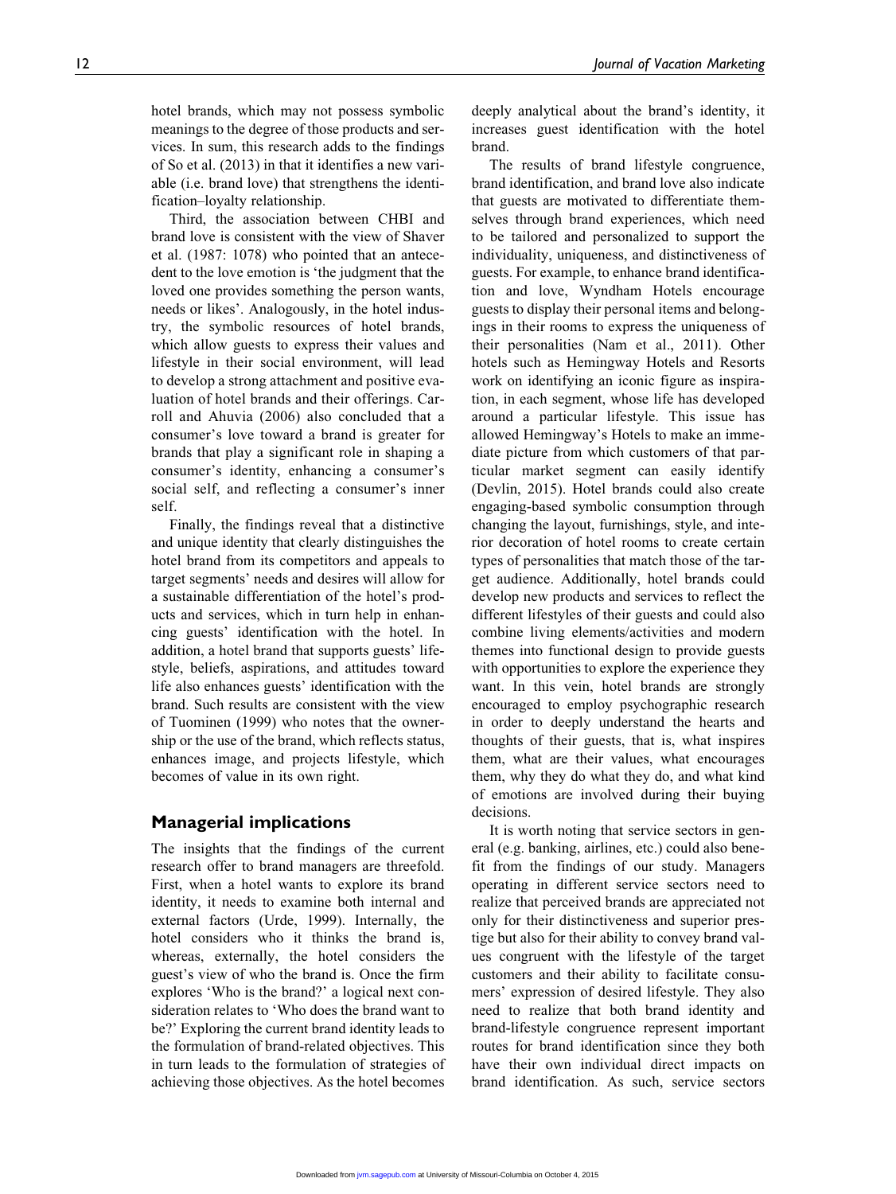hotel brands, which may not possess symbolic meanings to the degree of those products and services. In sum, this research adds to the findings of So et al. (2013) in that it identifies a new variable (i.e. brand love) that strengthens the identification–loyalty relationship.

Third, the association between CHBI and brand love is consistent with the view of Shaver et al. (1987: 1078) who pointed that an antecedent to the love emotion is 'the judgment that the loved one provides something the person wants, needs or likes'. Analogously, in the hotel industry, the symbolic resources of hotel brands, which allow guests to express their values and lifestyle in their social environment, will lead to develop a strong attachment and positive evaluation of hotel brands and their offerings. Carroll and Ahuvia (2006) also concluded that a consumer's love toward a brand is greater for brands that play a significant role in shaping a consumer's identity, enhancing a consumer's social self, and reflecting a consumer's inner self.

Finally, the findings reveal that a distinctive and unique identity that clearly distinguishes the hotel brand from its competitors and appeals to target segments' needs and desires will allow for a sustainable differentiation of the hotel's products and services, which in turn help in enhancing guests' identification with the hotel. In addition, a hotel brand that supports guests' lifestyle, beliefs, aspirations, and attitudes toward life also enhances guests' identification with the brand. Such results are consistent with the view of Tuominen (1999) who notes that the ownership or the use of the brand, which reflects status, enhances image, and projects lifestyle, which becomes of value in its own right.

## Managerial implications

The insights that the findings of the current research offer to brand managers are threefold. First, when a hotel wants to explore its brand identity, it needs to examine both internal and external factors (Urde, 1999). Internally, the hotel considers who it thinks the brand is, whereas, externally, the hotel considers the guest's view of who the brand is. Once the firm explores 'Who is the brand?' a logical next consideration relates to 'Who does the brand want to be?' Exploring the current brand identity leads to the formulation of brand-related objectives. This in turn leads to the formulation of strategies of achieving those objectives. As the hotel becomes deeply analytical about the brand's identity, it increases guest identification with the hotel brand.

The results of brand lifestyle congruence, brand identification, and brand love also indicate that guests are motivated to differentiate themselves through brand experiences, which need to be tailored and personalized to support the individuality, uniqueness, and distinctiveness of guests. For example, to enhance brand identification and love, Wyndham Hotels encourage guests to display their personal items and belongings in their rooms to express the uniqueness of their personalities (Nam et al., 2011). Other hotels such as Hemingway Hotels and Resorts work on identifying an iconic figure as inspiration, in each segment, whose life has developed around a particular lifestyle. This issue has allowed Hemingway's Hotels to make an immediate picture from which customers of that particular market segment can easily identify (Devlin, 2015). Hotel brands could also create engaging-based symbolic consumption through changing the layout, furnishings, style, and interior decoration of hotel rooms to create certain types of personalities that match those of the target audience. Additionally, hotel brands could develop new products and services to reflect the different lifestyles of their guests and could also combine living elements/activities and modern themes into functional design to provide guests with opportunities to explore the experience they want. In this vein, hotel brands are strongly encouraged to employ psychographic research in order to deeply understand the hearts and thoughts of their guests, that is, what inspires them, what are their values, what encourages them, why they do what they do, and what kind of emotions are involved during their buying decisions.

It is worth noting that service sectors in general (e.g. banking, airlines, etc.) could also benefit from the findings of our study. Managers operating in different service sectors need to realize that perceived brands are appreciated not only for their distinctiveness and superior prestige but also for their ability to convey brand values congruent with the lifestyle of the target customers and their ability to facilitate consumers' expression of desired lifestyle. They also need to realize that both brand identity and brand-lifestyle congruence represent important routes for brand identification since they both have their own individual direct impacts on brand identification. As such, service sectors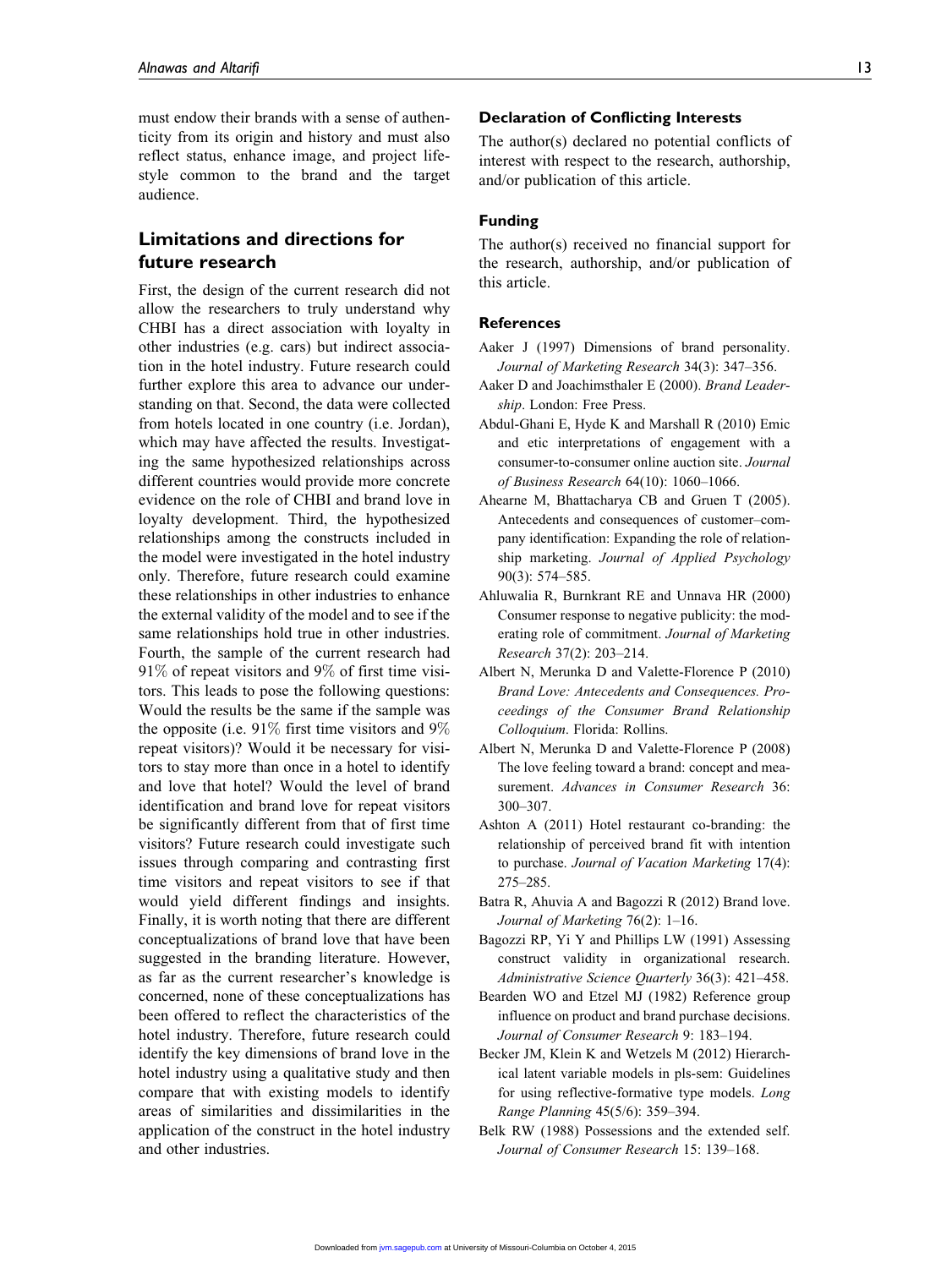must endow their brands with a sense of authenticity from its origin and history and must also reflect status, enhance image, and project lifestyle common to the brand and the target audience.

## Limitations and directions for future research

First, the design of the current research did not allow the researchers to truly understand why CHBI has a direct association with loyalty in other industries (e.g. cars) but indirect association in the hotel industry. Future research could further explore this area to advance our understanding on that. Second, the data were collected from hotels located in one country (i.e. Jordan), which may have affected the results. Investigating the same hypothesized relationships across different countries would provide more concrete evidence on the role of CHBI and brand love in loyalty development. Third, the hypothesized relationships among the constructs included in the model were investigated in the hotel industry only. Therefore, future research could examine these relationships in other industries to enhance the external validity of the model and to see if the same relationships hold true in other industries. Fourth, the sample of the current research had 91% of repeat visitors and 9% of first time visitors. This leads to pose the following questions: Would the results be the same if the sample was the opposite (i.e. 91% first time visitors and 9% repeat visitors)? Would it be necessary for visitors to stay more than once in a hotel to identify and love that hotel? Would the level of brand identification and brand love for repeat visitors be significantly different from that of first time visitors? Future research could investigate such issues through comparing and contrasting first time visitors and repeat visitors to see if that would yield different findings and insights. Finally, it is worth noting that there are different conceptualizations of brand love that have been suggested in the branding literature. However, as far as the current researcher's knowledge is concerned, none of these conceptualizations has been offered to reflect the characteristics of the hotel industry. Therefore, future research could identify the key dimensions of brand love in the hotel industry using a qualitative study and then compare that with existing models to identify areas of similarities and dissimilarities in the application of the construct in the hotel industry and other industries.

### Declaration of Conflicting Interests

The author(s) declared no potential conflicts of interest with respect to the research, authorship, and/or publication of this article.

### Funding

The author(s) received no financial support for the research, authorship, and/or publication of this article.

### References

Aaker J (1997) Dimensions of brand personality. *Journal of Marketing Research* 34(3): 347–356.

Aaker D and Joachimsthaler E (2000). *Brand Leadership*. London: Free Press.

Abdul-Ghani E, Hyde K and Marshall R (2010) Emic and etic interpretations of engagement with a consumer-to-consumer online auction site. *Journal of Business Research* 64(10): 1060–1066.

Ahearne M, Bhattacharya CB and Gruen T (2005). Antecedents and consequences of customer–company identification: Expanding the role of relationship marketing. *Journal of Applied Psychology* 90(3): 574–585.

Ahluwalia R, Burnkrant RE and Unnava HR (2000) Consumer response to negative publicity: the moderating role of commitment. *Journal of Marketing Research* 37(2): 203–214.

Albert N, Merunka D and Valette-Florence P (2010) *Brand Love: Antecedents and Consequences. Proceedings of the Consumer Brand Relationship Colloquium*. Florida: Rollins.

Albert N, Merunka D and Valette-Florence P (2008) The love feeling toward a brand: concept and measurement. *Advances in Consumer Research* 36: 300–307.

Ashton A (2011) Hotel restaurant co-branding: the relationship of perceived brand fit with intention to purchase. *Journal of Vacation Marketing* 17(4): 275–285.

Batra R, Ahuvia A and Bagozzi R (2012) Brand love. *Journal of Marketing* 76(2): 1–16.

Bagozzi RP, Yi Y and Phillips LW (1991) Assessing construct validity in organizational research. *Administrative Science Quarterly* 36(3): 421–458.

Bearden WO and Etzel MJ (1982) Reference group influence on product and brand purchase decisions. *Journal of Consumer Research* 9: 183–194.

Becker JM, Klein K and Wetzels M (2012) Hierarchical latent variable models in pls-sem: Guidelines for using reflective-formative type models. *Long Range Planning* 45(5/6): 359–394.

Belk RW (1988) Possessions and the extended self. *Journal of Consumer Research* 15: 139–168.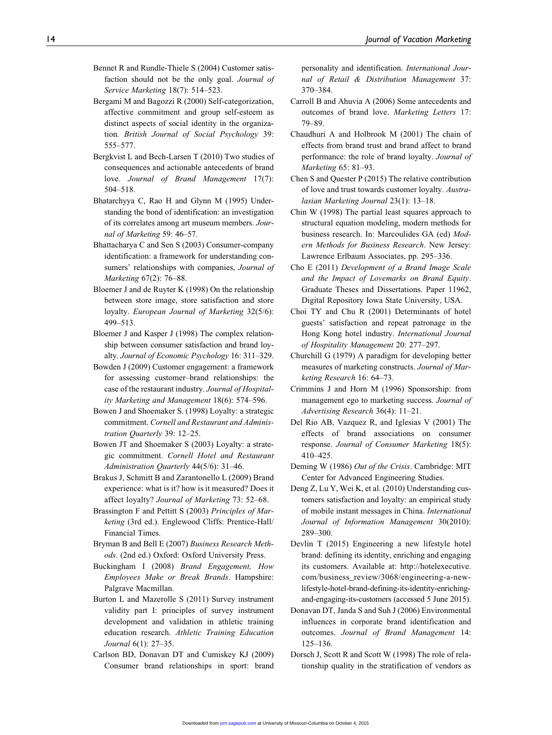Bennet R and Rundle-Thiele S (2004) Customer satisfaction should not be the only goal. *Journal of Service Marketing* 18(7): 514–523.

Bergami M and Bagozzi R (2000) Self-categorization, affective commitment and group self-esteem as distinct aspects of social identity in the organization. *British Journal of Social Psychology* 39: 555–577.

Bergkvist L and Bech-Larsen T (2010) Two studies of consequences and actionable antecedents of brand love. *Journal of Brand Management* 17(7): 504–518.

Bhatarchyya C, Rao H and Glynn M (1995) Understanding the bond of identification: an investigation of its correlates among art museum members. *Journal of Marketing* 59: 46–57.

Bhattacharya C and Sen S (2003) Consumer-company identification: a framework for understanding consumers' relationships with companies, *Journal of Marketing* 67(2): 76–88.

Bloemer J and de Ruyter K (1998) On the relationship between store image, store satisfaction and store loyalty. *European Journal of Marketing* 32(5/6): 499–513.

Bloemer J and Kasper J (1998) The complex relationship between consumer satisfaction and brand loyalty. *Journal of Economic Psychology* 16: 311–329.

Bowden J (2009) Customer engagement: a framework for assessing customer–brand relationships: the case of the restaurant industry. *Journal of Hospitality Marketing and Management* 18(6): 574–596.

Bowen J and Shoemaker S. (1998) Loyalty: a strategic commitment. *Cornell and Restaurant and Administration Quarterly* 39: 12–25.

Bowen JT and Shoemaker S (2003) Loyalty: a strategic commitment. *Cornell Hotel and Restaurant Administration Quarterly* 44(5/6): 31–46.

Brakus J, Schmitt B and Zarantonello L (2009) Brand experience: what is it? how is it measured? Does it affect loyalty? *Journal of Marketing* 73: 52–68.

Brassington F and Pettitt S (2003) *Principles of Marketing* (3rd ed.). Englewood Cliffs: Prentice-Hall/Financial Times.

Bryman B and Bell E (2007) *Business Research Methods*. (2nd ed.) Oxford: Oxford University Press.

Buckingham I (2008) *Brand Engagement, How Employees Make or Break Brands*. Hampshire: Palgrave Macmillan.

Burton L and Mazerolle S (2011) Survey instrument validity part I: principles of survey instrument development and validation in athletic training education research. *Athletic Training Education Journal* 6(1): 27–35.

Carlson BD, Donavan DT and Cumiskey KJ (2009) Consumer brand relationships in sport: brand personality and identification. *International Journal of Retail & Distribution Management* 37: 370–384.

Carroll B and Ahuvia A (2006) Some antecedents and outcomes of brand love. *Marketing Letters* 17: 79–89.

Chaudhuri A and Holbrook M (2001) The chain of effects from brand trust and brand affect to brand performance: the role of brand loyalty. *Journal of Marketing* 65: 81–93.

Chen S and Quester P (2015) The relative contribution of love and trust towards customer loyalty. *Australasian Marketing Journal* 23(1): 13–18.

Chin W (1998) The partial least squares approach to structural equation modeling, modern methods for business research. In: Marcoulides GA (ed) *Modern Methods for Business Research*. New Jersey: Lawrence Erlbaum Associates, pp. 295–336.

Cho E (2011) *Development of a Brand Image Scale and the Impact of Lovemarks on Brand Equity*. Graduate Theses and Dissertations. Paper 11962, Digital Repository Iowa State University, USA.

Choi TY and Chu R (2001) Determinants of hotel guests' satisfaction and repeat patronage in the Hong Kong hotel industry. *International Journal of Hospitality Management* 20: 277–297.

Churchill G (1979) A paradigm for developing better measures of marketing constructs. *Journal of Marketing Research* 16: 64–73.

Crimmins J and Horn M (1996) Sponsorship: from management ego to marketing success. *Journal of Advertising Research* 36(4): 11–21.

Del Rio AB, Vazquez R, and Iglesias V (2001) The effects of brand associations on consumer response. *Journal of Consumer Marketing* 18(5): 410–425.

Deming W (1986) *Out of the Crisis*. Cambridge: MIT Center for Advanced Engineering Studies.

Deng Z, Lu Y, Wei K, et al. (2010) Understanding customers satisfaction and loyalty: an empirical study of mobile instant messages in China. *International Journal of Information Management* 30(2010): 289–300.

Devlin T (2015) Engineering a new lifestyle hotel brand: defining its identity, enriching and engaging its customers. Available at: http://hotelexecutive.com/business_review/3068/engineering-a-new-lifestyle-hotel-brand-defining-its-identity-enriching-and-engaging-its-customers (accessed 5 June 2015).

Donavan DT, Janda S and Suh J (2006) Environmental influences in corporate brand identification and outcomes. *Journal of Brand Management* 14: 125–136.

Dorsch J, Scott R and Scott W (1998) The role of relationship quality in the stratification of vendors as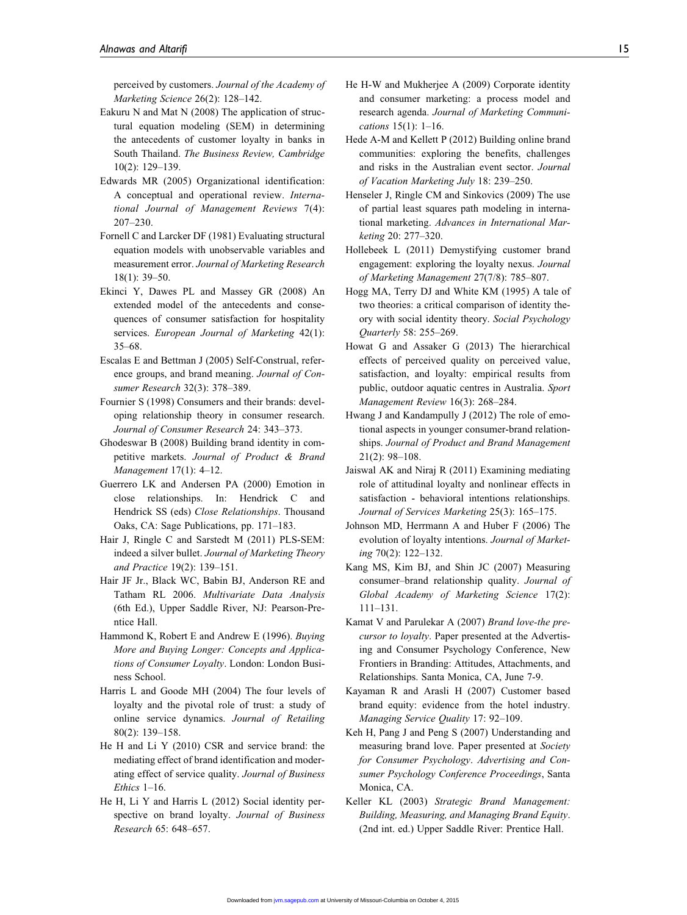perceived by customers. *Journal of the Academy of Marketing Science* 26(2): 128–142.

Eakuru N and Mat N (2008) The application of structural equation modeling (SEM) in determining the antecedents of customer loyalty in banks in South Thailand. *The Business Review, Cambridge* 10(2): 129–139.

Edwards MR (2005) Organizational identification: A conceptual and operational review. *International Journal of Management Reviews* 7(4): 207–230.

Fornell C and Larcker DF (1981) Evaluating structural equation models with unobservable variables and measurement error. *Journal of Marketing Research* 18(1): 39–50.

Ekinci Y, Dawes PL and Massey GR (2008) An extended model of the antecedents and consequences of consumer satisfaction for hospitality services. *European Journal of Marketing* 42(1): 35–68.

Escalas E and Bettman J (2005) Self-Construal, reference groups, and brand meaning. *Journal of Consumer Research* 32(3): 378–389.

Fournier S (1998) Consumers and their brands: developing relationship theory in consumer research. *Journal of Consumer Research* 24: 343–373.

Ghodeswar B (2008) Building brand identity in competitive markets. *Journal of Product & Brand Management* 17(1): 4–12.

Guerrero LK and Andersen PA (2000) Emotion in close relationships. In: Hendrick C and Hendrick SS (eds) *Close Relationships*. Thousand Oaks, CA: Sage Publications, pp. 171–183.

Hair J, Ringle C and Sarstedt M (2011) PLS-SEM: indeed a silver bullet. *Journal of Marketing Theory and Practice* 19(2): 139–151.

Hair JF Jr., Black WC, Babin BJ, Anderson RE and Tatham RL 2006. *Multivariate Data Analysis* (6th Ed.), Upper Saddle River, NJ: Pearson-Prentice Hall.

Hammond K, Robert E and Andrew E (1996). *Buying More and Buying Longer: Concepts and Applications of Consumer Loyalty*. London: London Business School.

Harris L and Goode MH (2004) The four levels of loyalty and the pivotal role of trust: a study of online service dynamics. *Journal of Retailing* 80(2): 139–158.

He H and Li Y (2010) CSR and service brand: the mediating effect of brand identification and moderating effect of service quality. *Journal of Business Ethics* 1–16.

He H, Li Y and Harris L (2012) Social identity perspective on brand loyalty. *Journal of Business Research* 65: 648–657.

He H-W and Mukherjee A (2009) Corporate identity and consumer marketing: a process model and research agenda. *Journal of Marketing Communications* 15(1): 1–16.

Hede A-M and Kellett P (2012) Building online brand communities: exploring the benefits, challenges and risks in the Australian event sector. *Journal of Vacation Marketing July* 18: 239–250.

Henseler J, Ringle CM and Sinkovics (2009) The use of partial least squares path modeling in international marketing. *Advances in International Marketing* 20: 277–320.

Hollebeek L (2011) Demystifying customer brand engagement: exploring the loyalty nexus. *Journal of Marketing Management* 27(7/8): 785–807.

Hogg MA, Terry DJ and White KM (1995) A tale of two theories: a critical comparison of identity theory with social identity theory. *Social Psychology Quarterly* 58: 255–269.

Howat G and Assaker G (2013) The hierarchical effects of perceived quality on perceived value, satisfaction, and loyalty: empirical results from public, outdoor aquatic centres in Australia. *Sport Management Review* 16(3): 268–284.

Hwang J and Kandampully J (2012) The role of emotional aspects in younger consumer-brand relationships. *Journal of Product and Brand Management* 21(2): 98–108.

Jaiswal AK and Niraj R (2011) Examining mediating role of attitudinal loyalty and nonlinear effects in satisfaction - behavioral intentions relationships. *Journal of Services Marketing* 25(3): 165–175.

Johnson MD, Herrmann A and Huber F (2006) The evolution of loyalty intentions. *Journal of Marketing* 70(2): 122–132.

Kang MS, Kim BJ, and Shin JC (2007) Measuring consumer–brand relationship quality. *Journal of Global Academy of Marketing Science* 17(2): 111–131.

Kamat V and Parulekar A (2007) *Brand love-the precursor to loyalty*. Paper presented at the Advertising and Consumer Psychology Conference, New Frontiers in Branding: Attitudes, Attachments, and Relationships. Santa Monica, CA, June 7-9.

Kayaman R and Arasli H (2007) Customer based brand equity: evidence from the hotel industry. *Managing Service Quality* 17: 92–109.

Keh H, Pang J and Peng S (2007) Understanding and measuring brand love. Paper presented at *Society for Consumer Psychology*. *Advertising and Consumer Psychology Conference Proceedings*, Santa Monica, CA.

Keller KL (2003) *Strategic Brand Management: Building, Measuring, and Managing Brand Equity*. (2nd int. ed.) Upper Saddle River: Prentice Hall.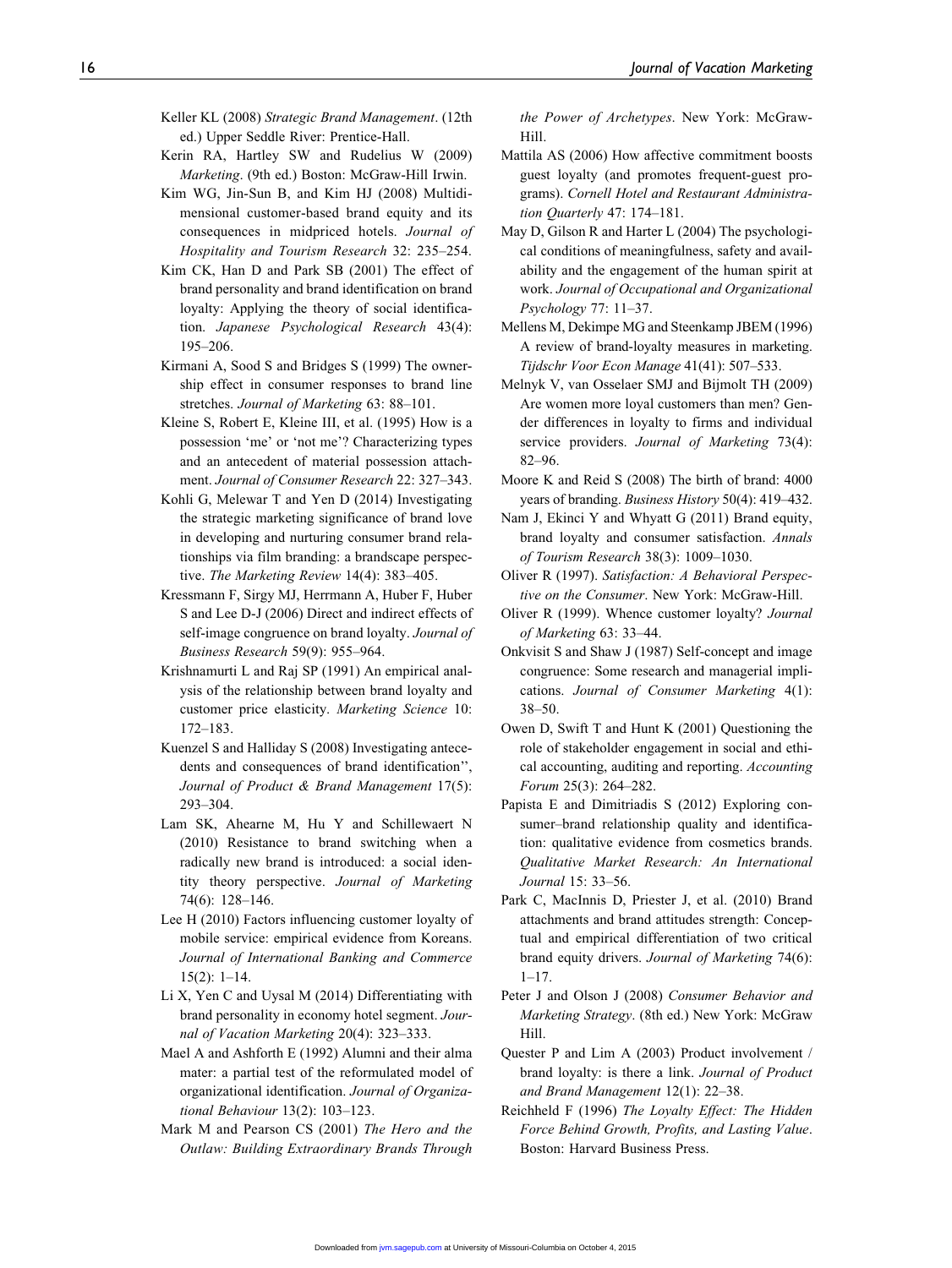Keller KL (2008) *Strategic Brand Management*. (12th ed.) Upper Seddle River: Prentice-Hall.

Kerin RA, Hartley SW and Rudelius W (2009) *Marketing*. (9th ed.) Boston: McGraw-Hill Irwin.

Kim WG, Jin-Sun B, and Kim HJ (2008) Multidimensional customer-based brand equity and its consequences in midpriced hotels. *Journal of Hospitality and Tourism Research* 32: 235–254.

Kim CK, Han D and Park SB (2001) The effect of brand personality and brand identification on brand loyalty: Applying the theory of social identification. *Japanese Psychological Research* 43(4): 195–206.

Kirmani A, Sood S and Bridges S (1999) The ownership effect in consumer responses to brand line stretches. *Journal of Marketing* 63: 88–101.

Kleine S, Robert E, Kleine III, et al. (1995) How is a possession 'me' or 'not me'? Characterizing types and an antecedent of material possession attachment. *Journal of Consumer Research* 22: 327–343.

Kohli G, Melewar T and Yen D (2014) Investigating the strategic marketing significance of brand love in developing and nurturing consumer brand relationships via film branding: a brandscape perspective. *The Marketing Review* 14(4): 383–405.

Kressmann F, Sirgy MJ, Herrmann A, Huber F, Huber S and Lee D-J (2006) Direct and indirect effects of self-image congruence on brand loyalty. *Journal of Business Research* 59(9): 955–964.

Krishnamurti L and Raj SP (1991) An empirical analysis of the relationship between brand loyalty and customer price elasticity. *Marketing Science* 10: 172–183.

Kuenzel S and Halliday S (2008) Investigating antecedents and consequences of brand identification'', *Journal of Product & Brand Management* 17(5): 293–304.

Lam SK, Ahearne M, Hu Y and Schillewaert N (2010) Resistance to brand switching when a radically new brand is introduced: a social identity theory perspective. *Journal of Marketing* 74(6): 128–146.

Lee H (2010) Factors influencing customer loyalty of mobile service: empirical evidence from Koreans. *Journal of International Banking and Commerce* 15(2): 1–14.

Li X, Yen C and Uysal M (2014) Differentiating with brand personality in economy hotel segment. *Journal of Vacation Marketing* 20(4): 323–333.

Mael A and Ashforth E (1992) Alumni and their alma mater: a partial test of the reformulated model of organizational identification. *Journal of Organizational Behaviour* 13(2): 103–123.

Mark M and Pearson CS (2001) *The Hero and the Outlaw: Building Extraordinary Brands Through the Power of Archetypes*. New York: McGraw-Hill.

Mattila AS (2006) How affective commitment boosts guest loyalty (and promotes frequent-guest programs). *Cornell Hotel and Restaurant Administration Quarterly* 47: 174–181.

May D, Gilson R and Harter L (2004) The psychological conditions of meaningfulness, safety and availability and the engagement of the human spirit at work. *Journal of Occupational and Organizational Psychology* 77: 11–37.

Mellens M, Dekimpe MG and Steenkamp JBEM (1996) A review of brand-loyalty measures in marketing. *Tijdschr Voor Econ Manage* 41(41): 507–533.

Melnyk V, van Osselaer SMJ and Bijmolt TH (2009) Are women more loyal customers than men? Gender differences in loyalty to firms and individual service providers. *Journal of Marketing* 73(4): 82–96.

Moore K and Reid S (2008) The birth of brand: 4000 years of branding. *Business History* 50(4): 419–432.

Nam J, Ekinci Y and Whyatt G (2011) Brand equity, brand loyalty and consumer satisfaction. *Annals of Tourism Research* 38(3): 1009–1030.

Oliver R (1997). *Satisfaction: A Behavioral Perspective on the Consumer*. New York: McGraw-Hill.

Oliver R (1999). Whence customer loyalty? *Journal of Marketing* 63: 33–44.

Onkvisit S and Shaw J (1987) Self-concept and image congruence: Some research and managerial implications. *Journal of Consumer Marketing* 4(1): 38–50.

Owen D, Swift T and Hunt K (2001) Questioning the role of stakeholder engagement in social and ethical accounting, auditing and reporting. *Accounting Forum* 25(3): 264–282.

Papista E and Dimitriadis S (2012) Exploring consumer–brand relationship quality and identification: qualitative evidence from cosmetics brands. *Qualitative Market Research: An International Journal* 15: 33–56.

Park C, MacInnis D, Priester J, et al. (2010) Brand attachments and brand attitudes strength: Conceptual and empirical differentiation of two critical brand equity drivers. *Journal of Marketing* 74(6): 1–17.

Peter J and Olson J (2008) *Consumer Behavior and Marketing Strategy*. (8th ed.) New York: McGraw Hill.

Quester P and Lim A (2003) Product involvement / brand loyalty: is there a link. *Journal of Product and Brand Management* 12(1): 22–38.

Reichheld F (1996) *The Loyalty Effect: The Hidden Force Behind Growth, Profits, and Lasting Value*. Boston: Harvard Business Press.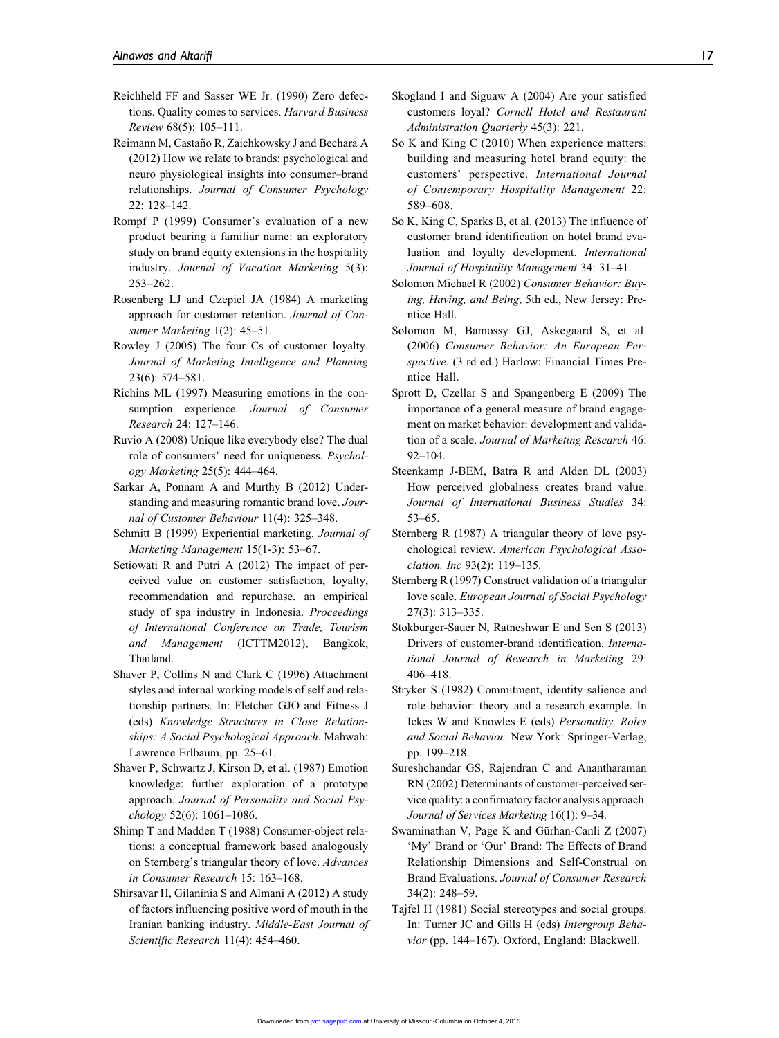Reichheld FF and Sasser WE Jr. (1990) Zero defections. Quality comes to services. *Harvard Business Review* 68(5): 105–111.

Reimann M, Castaño R, Zaichkowsky J and Bechara A (2012) How we relate to brands: psychological and neuro physiological insights into consumer–brand relationships. *Journal of Consumer Psychology* 22: 128–142.

Rompf P (1999) Consumer's evaluation of a new product bearing a familiar name: an exploratory study on brand equity extensions in the hospitality industry. *Journal of Vacation Marketing* 5(3): 253–262.

Rosenberg LJ and Czepiel JA (1984) A marketing approach for customer retention. *Journal of Consumer Marketing* 1(2): 45–51.

Rowley J (2005) The four Cs of customer loyalty. *Journal of Marketing Intelligence and Planning* 23(6): 574–581.

Richins ML (1997) Measuring emotions in the consumption experience. *Journal of Consumer Research* 24: 127–146.

Ruvio A (2008) Unique like everybody else? The dual role of consumers' need for uniqueness. *Psychology Marketing* 25(5): 444–464.

Sarkar A, Ponnam A and Murthy B (2012) Understanding and measuring romantic brand love. *Journal of Customer Behaviour* 11(4): 325–348.

Schmitt B (1999) Experiential marketing. *Journal of Marketing Management* 15(1-3): 53–67.

Setiowati R and Putri A (2012) The impact of perceived value on customer satisfaction, loyalty, recommendation and repurchase. an empirical study of spa industry in Indonesia. *Proceedings of International Conference on Trade, Tourism and Management* (ICTTM2012), Bangkok, Thailand.

Shaver P, Collins N and Clark C (1996) Attachment styles and internal working models of self and relationship partners. In: Fletcher GJO and Fitness J (eds) *Knowledge Structures in Close Relationships: A Social Psychological Approach*. Mahwah: Lawrence Erlbaum, pp. 25–61.

Shaver P, Schwartz J, Kirson D, et al. (1987) Emotion knowledge: further exploration of a prototype approach. *Journal of Personality and Social Psychology* 52(6): 1061–1086.

Shimp T and Madden T (1988) Consumer-object relations: a conceptual framework based analogously on Sternberg's triangular theory of love. *Advances in Consumer Research* 15: 163–168.

Shirsavar H, Gilaninia S and Almani A (2012) A study of factors influencing positive word of mouth in the Iranian banking industry. *Middle-East Journal of Scientific Research* 11(4): 454–460.

Skogland I and Siguaw A (2004) Are your satisfied customers loyal? *Cornell Hotel and Restaurant Administration Quarterly* 45(3): 221.

So K and King C (2010) When experience matters: building and measuring hotel brand equity: the customers' perspective. *International Journal of Contemporary Hospitality Management* 22: 589–608.

So K, King C, Sparks B, et al. (2013) The influence of customer brand identification on hotel brand evaluation and loyalty development. *International Journal of Hospitality Management* 34: 31–41.

Solomon Michael R (2002) *Consumer Behavior: Buying, Having, and Being*, 5th ed., New Jersey: Prentice Hall.

Solomon M, Bamossy GJ, Askegaard S, et al. (2006) *Consumer Behavior: An European Perspective*. (3 rd ed.) Harlow: Financial Times Prentice Hall.

Sprott D, Czellar S and Spangenberg E (2009) The importance of a general measure of brand engagement on market behavior: development and validation of a scale. *Journal of Marketing Research* 46: 92–104.

Steenkamp J-BEM, Batra R and Alden DL (2003) How perceived globalness creates brand value. *Journal of International Business Studies* 34: 53–65.

Sternberg R (1987) A triangular theory of love psychological review. *American Psychological Association, Inc* 93(2): 119–135.

Sternberg R (1997) Construct validation of a triangular love scale. *European Journal of Social Psychology* 27(3): 313–335.

Stokburger-Sauer N, Ratneshwar E and Sen S (2013) Drivers of customer-brand identification. *International Journal of Research in Marketing* 29: 406–418.

Stryker S (1982) Commitment, identity salience and role behavior: theory and a research example. In Ickes W and Knowles E (eds) *Personality, Roles and Social Behavior*. New York: Springer-Verlag, pp. 199–218.

Sureshchandar GS, Rajendran C and Anantharaman RN (2002) Determinants of customer-perceived service quality: a confirmatory factor analysis approach. *Journal of Services Marketing* 16(1): 9–34.

Swaminathan V, Page K and Gürhan-Canli Z (2007) 'My' Brand or 'Our' Brand: The Effects of Brand Relationship Dimensions and Self-Construal on Brand Evaluations. *Journal of Consumer Research* 34(2): 248–59.

Tajfel H (1981) Social stereotypes and social groups. In: Turner JC and Gills H (eds) *Intergroup Behavior* (pp. 144–167). Oxford, England: Blackwell.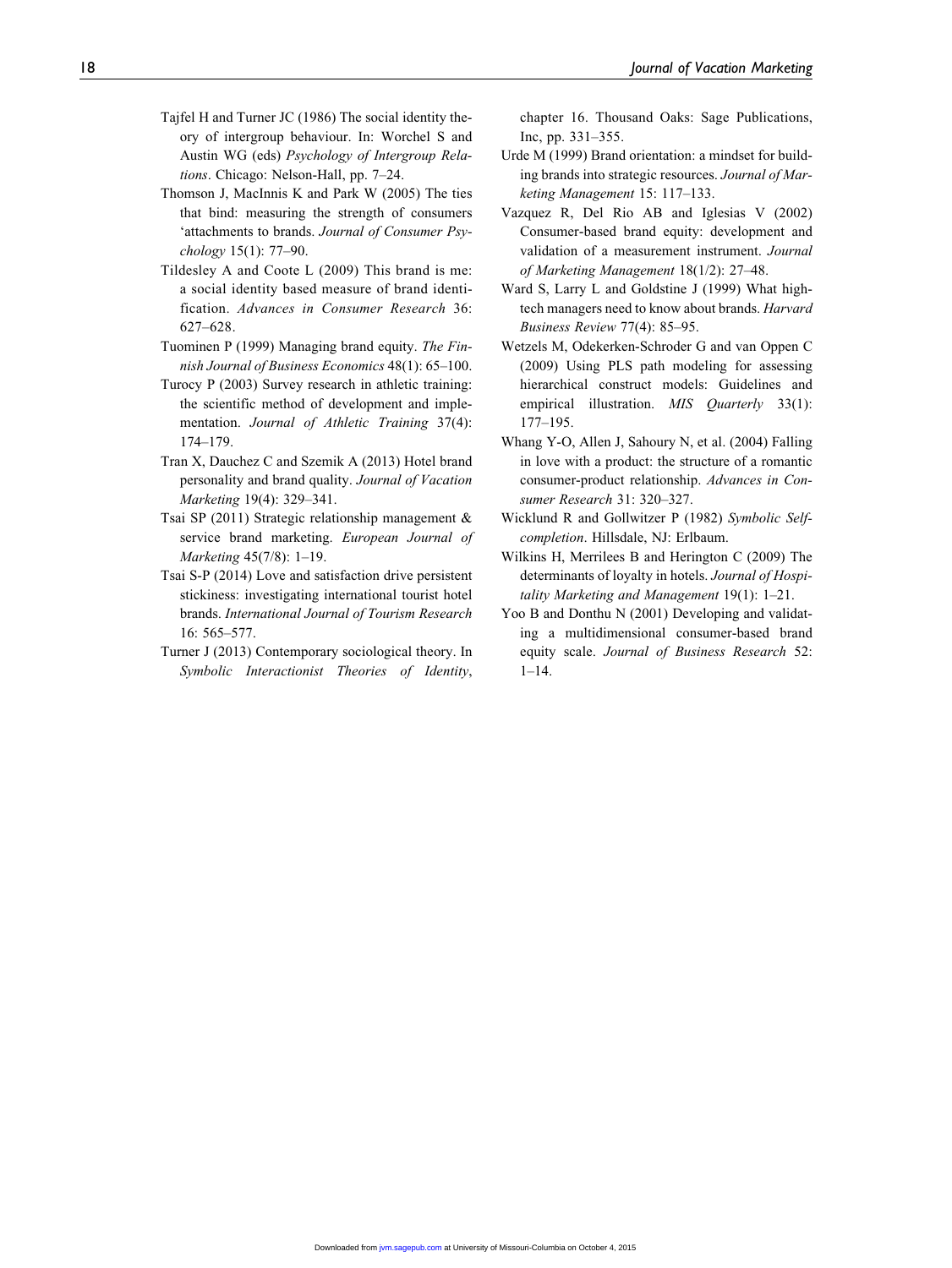Tajfel H and Turner JC (1986) The social identity theory of intergroup behaviour. In: Worchel S and Austin WG (eds) *Psychology of Intergroup Relations*. Chicago: Nelson-Hall, pp. 7–24.

Thomson J, MacInnis K and Park W (2005) The ties that bind: measuring the strength of consumers 'attachments to brands. *Journal of Consumer Psychology* 15(1): 77–90.

Tildesley A and Coote L (2009) This brand is me: a social identity based measure of brand identification. *Advances in Consumer Research* 36: 627–628.

Tuominen P (1999) Managing brand equity. *The Finnish Journal of Business Economics* 48(1): 65–100.

Turocy P (2003) Survey research in athletic training: the scientific method of development and implementation. *Journal of Athletic Training* 37(4): 174–179.

Tran X, Dauchez C and Szemik A (2013) Hotel brand personality and brand quality. *Journal of Vacation Marketing* 19(4): 329–341.

Tsai SP (2011) Strategic relationship management & service brand marketing. *European Journal of Marketing* 45(7/8): 1–19.

Tsai S-P (2014) Love and satisfaction drive persistent stickiness: investigating international tourist hotel brands. *International Journal of Tourism Research* 16: 565–577.

Turner J (2013) Contemporary sociological theory. In *Symbolic Interactionist Theories of Identity*, chapter 16. Thousand Oaks: Sage Publications, Inc, pp. 331–355.

Urde M (1999) Brand orientation: a mindset for building brands into strategic resources. *Journal of Marketing Management* 15: 117–133.

Vazquez R, Del Rio AB and Iglesias V (2002) Consumer-based brand equity: development and validation of a measurement instrument. *Journal of Marketing Management* 18(1/2): 27–48.

Ward S, Larry L and Goldstine J (1999) What high-tech managers need to know about brands. *Harvard Business Review* 77(4): 85–95.

Wetzels M, Odekerken-Schroder G and van Oppen C (2009) Using PLS path modeling for assessing hierarchical construct models: Guidelines and empirical illustration. *MIS Quarterly* 33(1): 177–195.

Whang Y-O, Allen J, Sahoury N, et al. (2004) Falling in love with a product: the structure of a romantic consumer-product relationship. *Advances in Consumer Research* 31: 320–327.

Wicklund R and Gollwitzer P (1982) *Symbolic Self-completion*. Hillsdale, NJ: Erlbaum.

Wilkins H, Merrilees B and Herington C (2009) The determinants of loyalty in hotels. *Journal of Hospitality Marketing and Management* 19(1): 1–21.

Yoo B and Donthu N (2001) Developing and validating a multidimensional consumer-based brand equity scale. *Journal of Business Research* 52: 1–14.